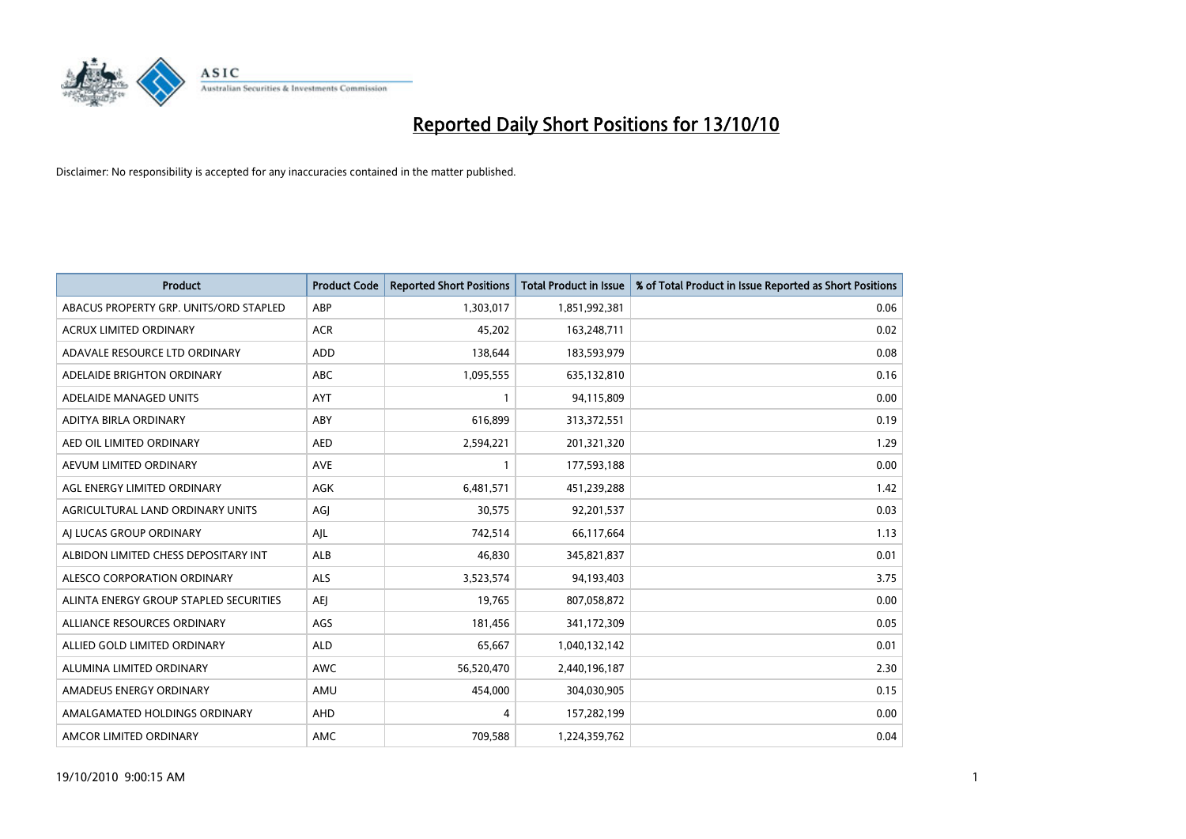# Reported Daily Short Positions for 13/10/10

Disclaimer: No responsibility is accepted for any inaccuracies contained in the matter published.

| Product | Product Code | Reported Short Positions | Total Product in Issue | % of Total Product in Issue Reported as Short Positions |
|---|---|---|---|---|
| ABACUS PROPERTY GRP. UNITS/ORD STAPLED | ABP | 1,303,017 | 1,851,992,381 | 0.06 |
| ACRUX LIMITED ORDINARY | ACR | 45,202 | 163,248,711 | 0.02 |
| ADAVALE RESOURCE LTD ORDINARY | ADD | 138,644 | 183,593,979 | 0.08 |
| ADELAIDE BRIGHTON ORDINARY | ABC | 1,095,555 | 635,132,810 | 0.16 |
| ADELAIDE MANAGED UNITS | AYT | 1 | 94,115,809 | 0.00 |
| ADITYA BIRLA ORDINARY | ABY | 616,899 | 313,372,551 | 0.19 |
| AED OIL LIMITED ORDINARY | AED | 2,594,221 | 201,321,320 | 1.29 |
| AEVUM LIMITED ORDINARY | AVE | 1 | 177,593,188 | 0.00 |
| AGL ENERGY LIMITED ORDINARY | AGK | 6,481,571 | 451,239,288 | 1.42 |
| AGRICULTURAL LAND ORDINARY UNITS | AGJ | 30,575 | 92,201,537 | 0.03 |
| AJ LUCAS GROUP ORDINARY | AJL | 742,514 | 66,117,664 | 1.13 |
| ALBIDON LIMITED CHESS DEPOSITARY INT | ALB | 46,830 | 345,821,837 | 0.01 |
| ALESCO CORPORATION ORDINARY | ALS | 3,523,574 | 94,193,403 | 3.75 |
| ALINTA ENERGY GROUP STAPLED SECURITIES | AEJ | 19,765 | 807,058,872 | 0.00 |
| ALLIANCE RESOURCES ORDINARY | AGS | 181,456 | 341,172,309 | 0.05 |
| ALLIED GOLD LIMITED ORDINARY | ALD | 65,667 | 1,040,132,142 | 0.01 |
| ALUMINA LIMITED ORDINARY | AWC | 56,520,470 | 2,440,196,187 | 2.30 |
| AMADEUS ENERGY ORDINARY | AMU | 454,000 | 304,030,905 | 0.15 |
| AMALGAMATED HOLDINGS ORDINARY | AHD | 4 | 157,282,199 | 0.00 |
| AMCOR LIMITED ORDINARY | AMC | 709,588 | 1,224,359,762 | 0.04 |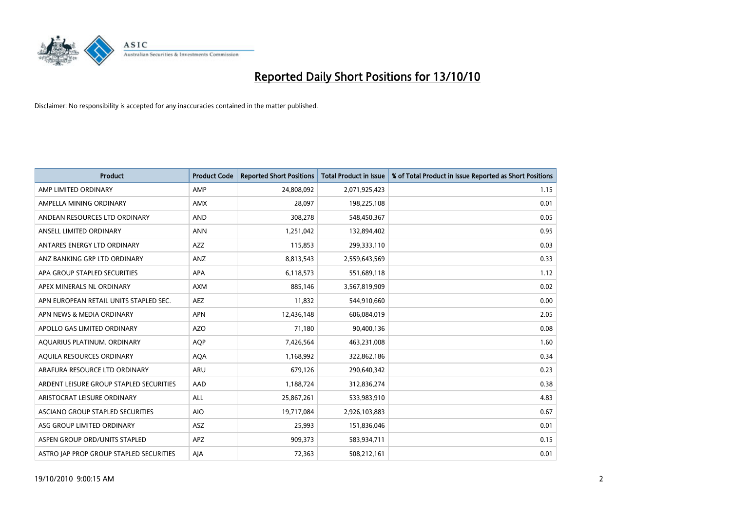# Reported Daily Short Positions for 13/10/10

Disclaimer: No responsibility is accepted for any inaccuracies contained in the matter published.

| Product | Product Code | Reported Short Positions | Total Product in Issue | % of Total Product in Issue Reported as Short Positions |
|---|---|---|---|---|
| AMP LIMITED ORDINARY | AMP | 24,808,092 | 2,071,925,423 | 1.15 |
| AMPELLA MINING ORDINARY | AMX | 28,097 | 198,225,108 | 0.01 |
| ANDEAN RESOURCES LTD ORDINARY | AND | 308,278 | 548,450,367 | 0.05 |
| ANSELL LIMITED ORDINARY | ANN | 1,251,042 | 132,894,402 | 0.95 |
| ANTARES ENERGY LTD ORDINARY | AZZ | 115,853 | 299,333,110 | 0.03 |
| ANZ BANKING GRP LTD ORDINARY | ANZ | 8,813,543 | 2,559,643,569 | 0.33 |
| APA GROUP STAPLED SECURITIES | APA | 6,118,573 | 551,689,118 | 1.12 |
| APEX MINERALS NL ORDINARY | AXM | 885,146 | 3,567,819,909 | 0.02 |
| APN EUROPEAN RETAIL UNITS STAPLED SEC. | AEZ | 11,832 | 544,910,660 | 0.00 |
| APN NEWS & MEDIA ORDINARY | APN | 12,436,148 | 606,084,019 | 2.05 |
| APOLLO GAS LIMITED ORDINARY | AZO | 71,180 | 90,400,136 | 0.08 |
| AQUARIUS PLATINUM. ORDINARY | AQP | 7,426,564 | 463,231,008 | 1.60 |
| AQUILA RESOURCES ORDINARY | AQA | 1,168,992 | 322,862,186 | 0.34 |
| ARAFURA RESOURCE LTD ORDINARY | ARU | 679,126 | 290,640,342 | 0.23 |
| ARDENT LEISURE GROUP STAPLED SECURITIES | AAD | 1,188,724 | 312,836,274 | 0.38 |
| ARISTOCRAT LEISURE ORDINARY | ALL | 25,867,261 | 533,983,910 | 4.83 |
| ASCIANO GROUP STAPLED SECURITIES | AIO | 19,717,084 | 2,926,103,883 | 0.67 |
| ASG GROUP LIMITED ORDINARY | ASZ | 25,993 | 151,836,046 | 0.01 |
| ASPEN GROUP ORD/UNITS STAPLED | APZ | 909,373 | 583,934,711 | 0.15 |
| ASTRO JAP PROP GROUP STAPLED SECURITIES | AJA | 72,363 | 508,212,161 | 0.01 |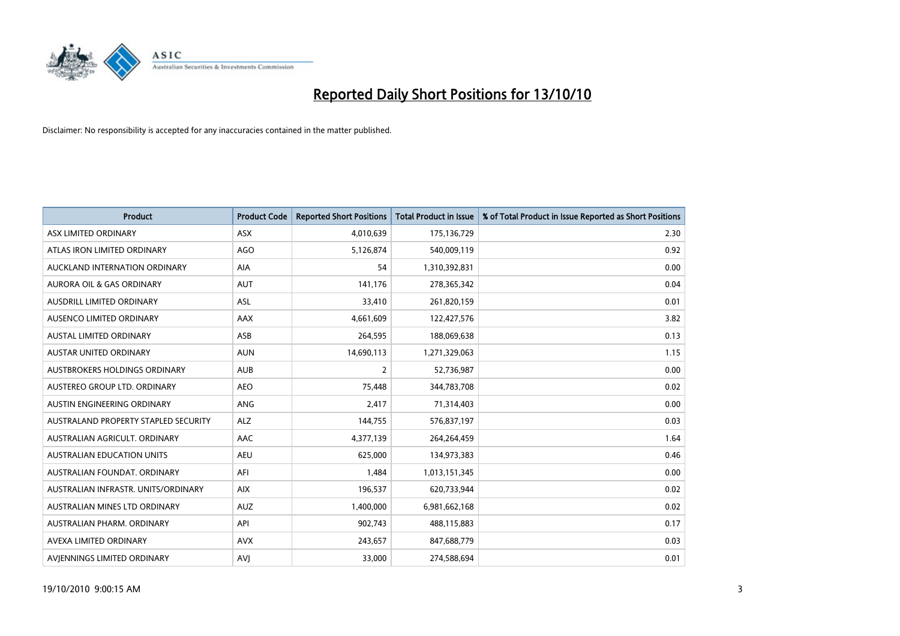# Reported Daily Short Positions for 13/10/10

Disclaimer: No responsibility is accepted for any inaccuracies contained in the matter published.

| Product | Product Code | Reported Short Positions | Total Product in Issue | % of Total Product in Issue Reported as Short Positions |
|---|---|---|---|---|
| ASX LIMITED ORDINARY | ASX | 4,010,639 | 175,136,729 | 2.30 |
| ATLAS IRON LIMITED ORDINARY | AGO | 5,126,874 | 540,009,119 | 0.92 |
| AUCKLAND INTERNATION ORDINARY | AIA | 54 | 1,310,392,831 | 0.00 |
| AURORA OIL & GAS ORDINARY | AUT | 141,176 | 278,365,342 | 0.04 |
| AUSDRILL LIMITED ORDINARY | ASL | 33,410 | 261,820,159 | 0.01 |
| AUSENCO LIMITED ORDINARY | AAX | 4,661,609 | 122,427,576 | 3.82 |
| AUSTAL LIMITED ORDINARY | ASB | 264,595 | 188,069,638 | 0.13 |
| AUSTAR UNITED ORDINARY | AUN | 14,690,113 | 1,271,329,063 | 1.15 |
| AUSTBROKERS HOLDINGS ORDINARY | AUB | 2 | 52,736,987 | 0.00 |
| AUSTEREO GROUP LTD. ORDINARY | AEO | 75,448 | 344,783,708 | 0.02 |
| AUSTIN ENGINEERING ORDINARY | ANG | 2,417 | 71,314,403 | 0.00 |
| AUSTRALAND PROPERTY STAPLED SECURITY | ALZ | 144,755 | 576,837,197 | 0.03 |
| AUSTRALIAN AGRICULT. ORDINARY | AAC | 4,377,139 | 264,264,459 | 1.64 |
| AUSTRALIAN EDUCATION UNITS | AEU | 625,000 | 134,973,383 | 0.46 |
| AUSTRALIAN FOUNDAT. ORDINARY | AFI | 1,484 | 1,013,151,345 | 0.00 |
| AUSTRALIAN INFRASTR. UNITS/ORDINARY | AIX | 196,537 | 620,733,944 | 0.02 |
| AUSTRALIAN MINES LTD ORDINARY | AUZ | 1,400,000 | 6,981,662,168 | 0.02 |
| AUSTRALIAN PHARM. ORDINARY | API | 902,743 | 488,115,883 | 0.17 |
| AVEXA LIMITED ORDINARY | AVX | 243,657 | 847,688,779 | 0.03 |
| AVJENNINGS LIMITED ORDINARY | AVJ | 33,000 | 274,588,694 | 0.01 |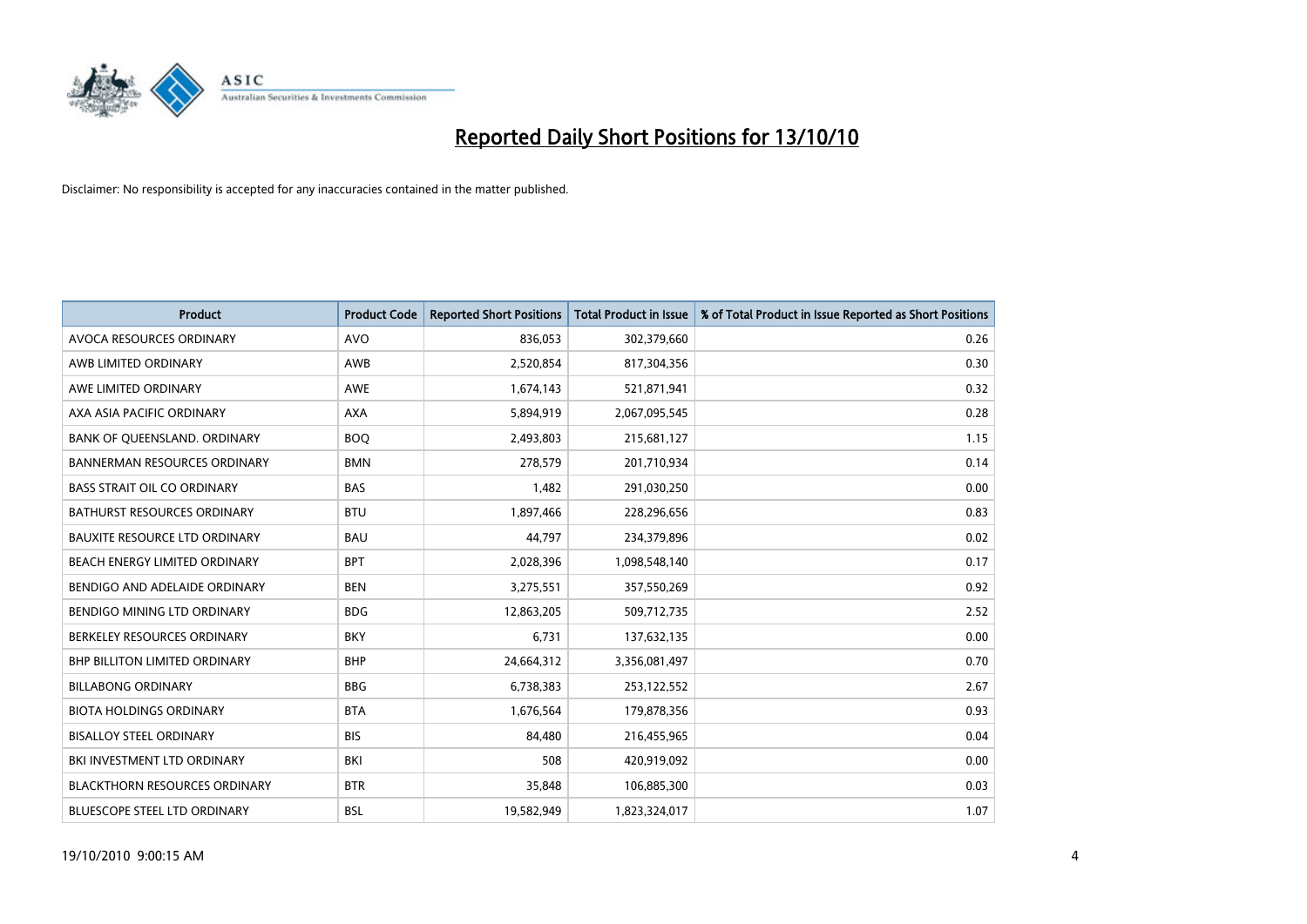# Reported Daily Short Positions for 13/10/10

Disclaimer: No responsibility is accepted for any inaccuracies contained in the matter published.

| Product | Product Code | Reported Short Positions | Total Product in Issue | % of Total Product in Issue Reported as Short Positions |
|---|---|---|---|---|
| AVOCA RESOURCES ORDINARY | AVO | 836,053 | 302,379,660 | 0.26 |
| AWB LIMITED ORDINARY | AWB | 2,520,854 | 817,304,356 | 0.30 |
| AWE LIMITED ORDINARY | AWE | 1,674,143 | 521,871,941 | 0.32 |
| AXA ASIA PACIFIC ORDINARY | AXA | 5,894,919 | 2,067,095,545 | 0.28 |
| BANK OF QUEENSLAND. ORDINARY | BOQ | 2,493,803 | 215,681,127 | 1.15 |
| BANNERMAN RESOURCES ORDINARY | BMN | 278,579 | 201,710,934 | 0.14 |
| BASS STRAIT OIL CO ORDINARY | BAS | 1,482 | 291,030,250 | 0.00 |
| BATHURST RESOURCES ORDINARY | BTU | 1,897,466 | 228,296,656 | 0.83 |
| BAUXITE RESOURCE LTD ORDINARY | BAU | 44,797 | 234,379,896 | 0.02 |
| BEACH ENERGY LIMITED ORDINARY | BPT | 2,028,396 | 1,098,548,140 | 0.17 |
| BENDIGO AND ADELAIDE ORDINARY | BEN | 3,275,551 | 357,550,269 | 0.92 |
| BENDIGO MINING LTD ORDINARY | BDG | 12,863,205 | 509,712,735 | 2.52 |
| BERKELEY RESOURCES ORDINARY | BKY | 6,731 | 137,632,135 | 0.00 |
| BHP BILLITON LIMITED ORDINARY | BHP | 24,664,312 | 3,356,081,497 | 0.70 |
| BILLABONG ORDINARY | BBG | 6,738,383 | 253,122,552 | 2.67 |
| BIOTA HOLDINGS ORDINARY | BTA | 1,676,564 | 179,878,356 | 0.93 |
| BISALLOY STEEL ORDINARY | BIS | 84,480 | 216,455,965 | 0.04 |
| BKI INVESTMENT LTD ORDINARY | BKI | 508 | 420,919,092 | 0.00 |
| BLACKTHORN RESOURCES ORDINARY | BTR | 35,848 | 106,885,300 | 0.03 |
| BLUESCOPE STEEL LTD ORDINARY | BSL | 19,582,949 | 1,823,324,017 | 1.07 |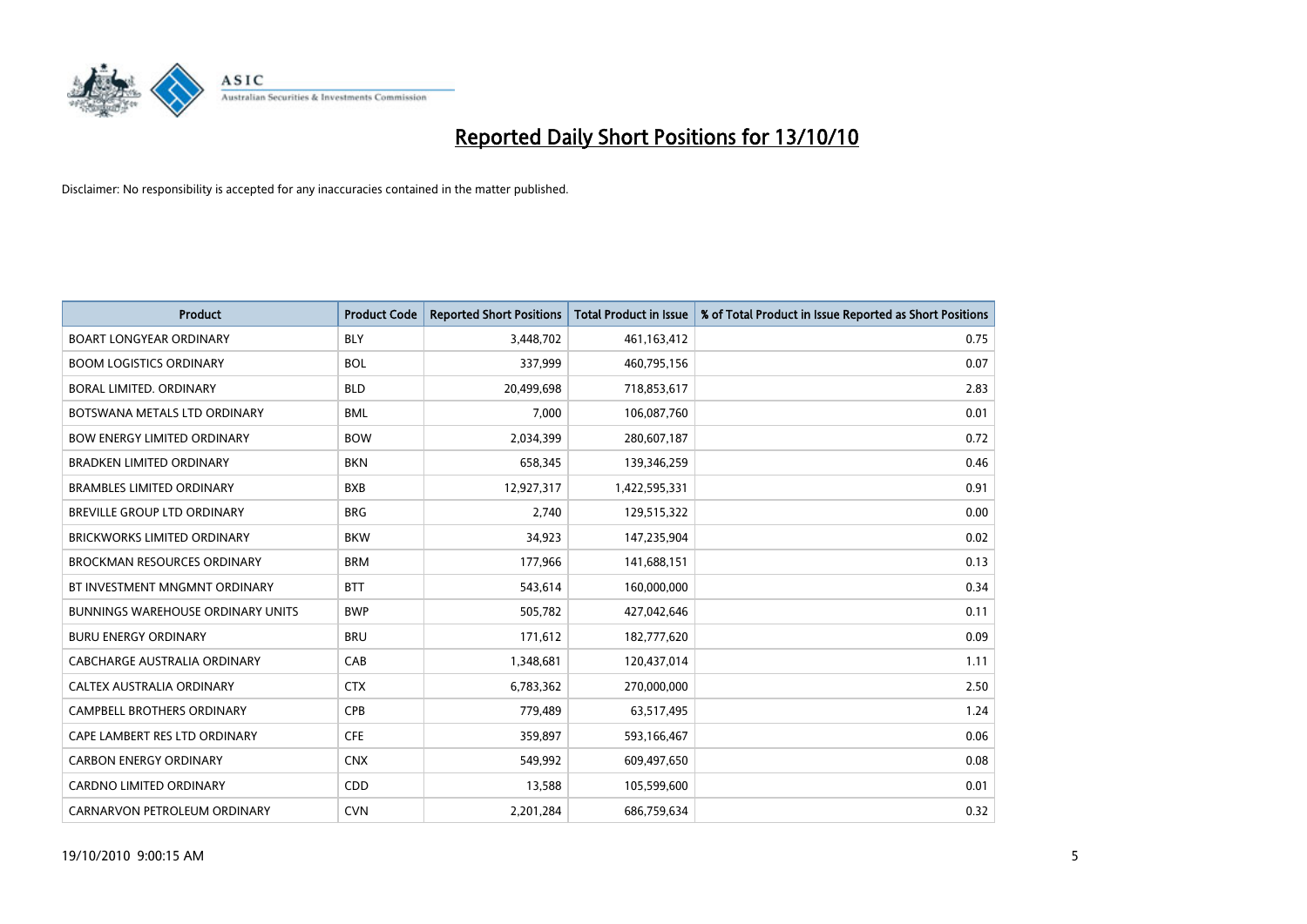# Reported Daily Short Positions for 13/10/10

Disclaimer: No responsibility is accepted for any inaccuracies contained in the matter published.

| Product | Product Code | Reported Short Positions | Total Product in Issue | % of Total Product in Issue Reported as Short Positions |
|---|---|---|---|---|
| BOART LONGYEAR ORDINARY | BLY | 3,448,702 | 461,163,412 | 0.75 |
| BOOM LOGISTICS ORDINARY | BOL | 337,999 | 460,795,156 | 0.07 |
| BORAL LIMITED. ORDINARY | BLD | 20,499,698 | 718,853,617 | 2.83 |
| BOTSWANA METALS LTD ORDINARY | BML | 7,000 | 106,087,760 | 0.01 |
| BOW ENERGY LIMITED ORDINARY | BOW | 2,034,399 | 280,607,187 | 0.72 |
| BRADKEN LIMITED ORDINARY | BKN | 658,345 | 139,346,259 | 0.46 |
| BRAMBLES LIMITED ORDINARY | BXB | 12,927,317 | 1,422,595,331 | 0.91 |
| BREVILLE GROUP LTD ORDINARY | BRG | 2,740 | 129,515,322 | 0.00 |
| BRICKWORKS LIMITED ORDINARY | BKW | 34,923 | 147,235,904 | 0.02 |
| BROCKMAN RESOURCES ORDINARY | BRM | 177,966 | 141,688,151 | 0.13 |
| BT INVESTMENT MNGMNT ORDINARY | BTT | 543,614 | 160,000,000 | 0.34 |
| BUNNINGS WAREHOUSE ORDINARY UNITS | BWP | 505,782 | 427,042,646 | 0.11 |
| BURU ENERGY ORDINARY | BRU | 171,612 | 182,777,620 | 0.09 |
| CABCHARGE AUSTRALIA ORDINARY | CAB | 1,348,681 | 120,437,014 | 1.11 |
| CALTEX AUSTRALIA ORDINARY | CTX | 6,783,362 | 270,000,000 | 2.50 |
| CAMPBELL BROTHERS ORDINARY | CPB | 779,489 | 63,517,495 | 1.24 |
| CAPE LAMBERT RES LTD ORDINARY | CFE | 359,897 | 593,166,467 | 0.06 |
| CARBON ENERGY ORDINARY | CNX | 549,992 | 609,497,650 | 0.08 |
| CARDNO LIMITED ORDINARY | CDD | 13,588 | 105,599,600 | 0.01 |
| CARNARVON PETROLEUM ORDINARY | CVN | 2,201,284 | 686,759,634 | 0.32 |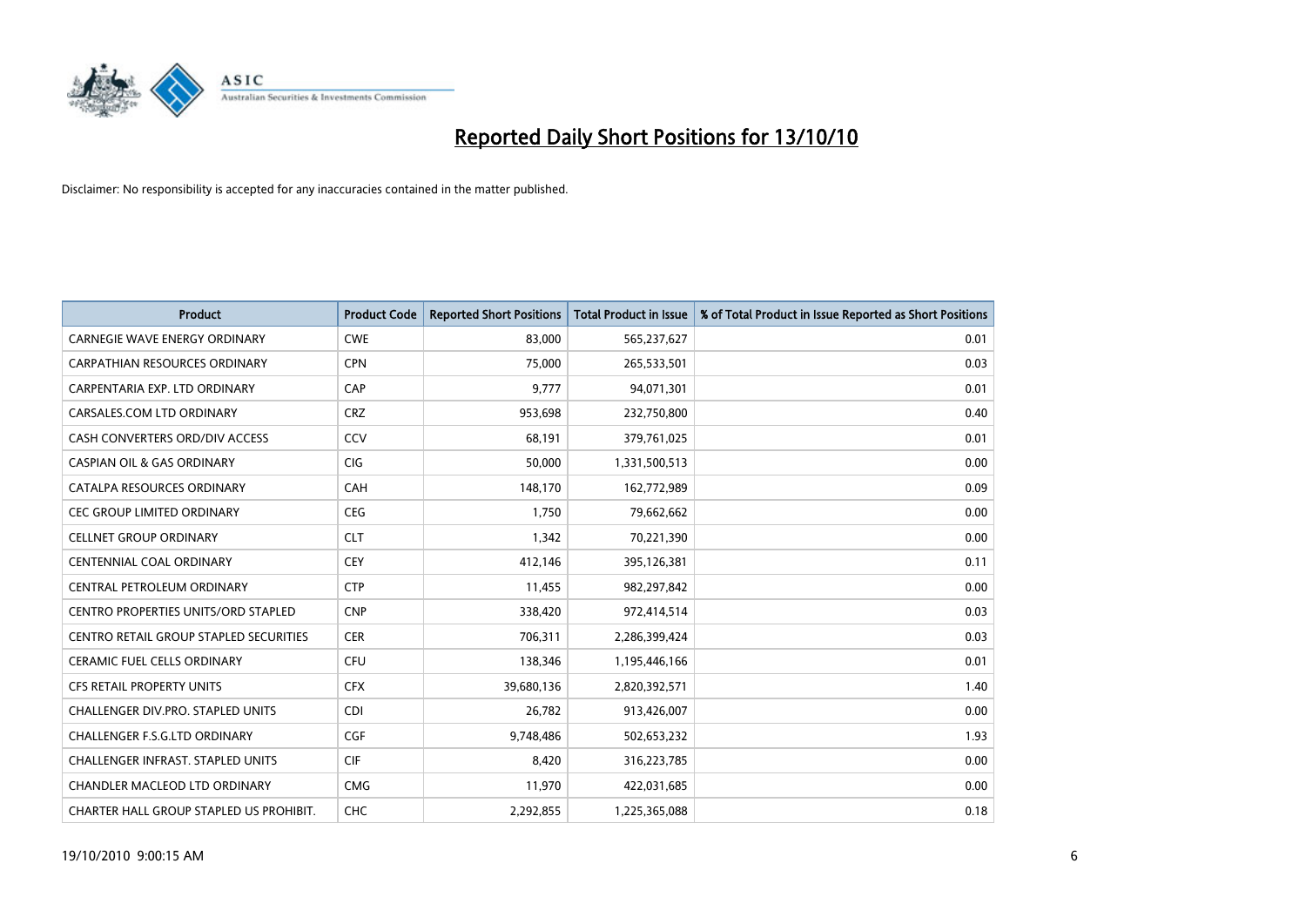# Reported Daily Short Positions for 13/10/10

Disclaimer: No responsibility is accepted for any inaccuracies contained in the matter published.

| Product | Product Code | Reported Short Positions | Total Product in Issue | % of Total Product in Issue Reported as Short Positions |
|---|---|---|---|---|
| CARNEGIE WAVE ENERGY ORDINARY | CWE | 83,000 | 565,237,627 | 0.01 |
| CARPATHIAN RESOURCES ORDINARY | CPN | 75,000 | 265,533,501 | 0.03 |
| CARPENTARIA EXP. LTD ORDINARY | CAP | 9,777 | 94,071,301 | 0.01 |
| CARSALES.COM LTD ORDINARY | CRZ | 953,698 | 232,750,800 | 0.40 |
| CASH CONVERTERS ORD/DIV ACCESS | CCV | 68,191 | 379,761,025 | 0.01 |
| CASPIAN OIL & GAS ORDINARY | CIG | 50,000 | 1,331,500,513 | 0.00 |
| CATALPA RESOURCES ORDINARY | CAH | 148,170 | 162,772,989 | 0.09 |
| CEC GROUP LIMITED ORDINARY | CEG | 1,750 | 79,662,662 | 0.00 |
| CELLNET GROUP ORDINARY | CLT | 1,342 | 70,221,390 | 0.00 |
| CENTENNIAL COAL ORDINARY | CEY | 412,146 | 395,126,381 | 0.11 |
| CENTRAL PETROLEUM ORDINARY | CTP | 11,455 | 982,297,842 | 0.00 |
| CENTRO PROPERTIES UNITS/ORD STAPLED | CNP | 338,420 | 972,414,514 | 0.03 |
| CENTRO RETAIL GROUP STAPLED SECURITIES | CER | 706,311 | 2,286,399,424 | 0.03 |
| CERAMIC FUEL CELLS ORDINARY | CFU | 138,346 | 1,195,446,166 | 0.01 |
| CFS RETAIL PROPERTY UNITS | CFX | 39,680,136 | 2,820,392,571 | 1.40 |
| CHALLENGER DIV.PRO. STAPLED UNITS | CDI | 26,782 | 913,426,007 | 0.00 |
| CHALLENGER F.S.G.LTD ORDINARY | CGF | 9,748,486 | 502,653,232 | 1.93 |
| CHALLENGER INFRAST. STAPLED UNITS | CIF | 8,420 | 316,223,785 | 0.00 |
| CHANDLER MACLEOD LTD ORDINARY | CMG | 11,970 | 422,031,685 | 0.00 |
| CHARTER HALL GROUP STAPLED US PROHIBIT. | CHC | 2,292,855 | 1,225,365,088 | 0.18 |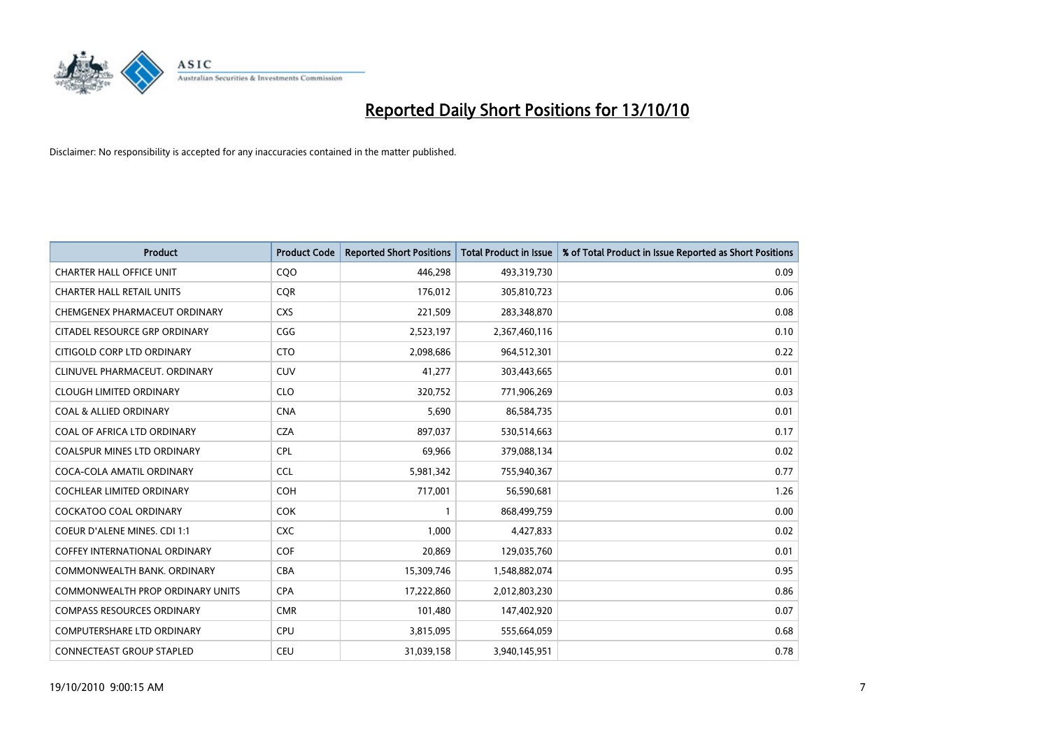# Reported Daily Short Positions for 13/10/10

Disclaimer: No responsibility is accepted for any inaccuracies contained in the matter published.

| Product | Product Code | Reported Short Positions | Total Product in Issue | % of Total Product in Issue Reported as Short Positions |
|---|---|---|---|---|
| CHARTER HALL OFFICE UNIT | CQO | 446,298 | 493,319,730 | 0.09 |
| CHARTER HALL RETAIL UNITS | CQR | 176,012 | 305,810,723 | 0.06 |
| CHEMGENEX PHARMACEUT ORDINARY | CXS | 221,509 | 283,348,870 | 0.08 |
| CITADEL RESOURCE GRP ORDINARY | CGG | 2,523,197 | 2,367,460,116 | 0.10 |
| CITIGOLD CORP LTD ORDINARY | CTO | 2,098,686 | 964,512,301 | 0.22 |
| CLINUVEL PHARMACEUT. ORDINARY | CUV | 41,277 | 303,443,665 | 0.01 |
| CLOUGH LIMITED ORDINARY | CLO | 320,752 | 771,906,269 | 0.03 |
| COAL & ALLIED ORDINARY | CNA | 5,690 | 86,584,735 | 0.01 |
| COAL OF AFRICA LTD ORDINARY | CZA | 897,037 | 530,514,663 | 0.17 |
| COALSPUR MINES LTD ORDINARY | CPL | 69,966 | 379,088,134 | 0.02 |
| COCA-COLA AMATIL ORDINARY | CCL | 5,981,342 | 755,940,367 | 0.77 |
| COCHLEAR LIMITED ORDINARY | COH | 717,001 | 56,590,681 | 1.26 |
| COCKATOO COAL ORDINARY | COK | 1 | 868,499,759 | 0.00 |
| COEUR D'ALENE MINES. CDI 1:1 | CXC | 1,000 | 4,427,833 | 0.02 |
| COFFEY INTERNATIONAL ORDINARY | COF | 20,869 | 129,035,760 | 0.01 |
| COMMONWEALTH BANK. ORDINARY | CBA | 15,309,746 | 1,548,882,074 | 0.95 |
| COMMONWEALTH PROP ORDINARY UNITS | CPA | 17,222,860 | 2,012,803,230 | 0.86 |
| COMPASS RESOURCES ORDINARY | CMR | 101,480 | 147,402,920 | 0.07 |
| COMPUTERSHARE LTD ORDINARY | CPU | 3,815,095 | 555,664,059 | 0.68 |
| CONNECTEAST GROUP STAPLED | CEU | 31,039,158 | 3,940,145,951 | 0.78 |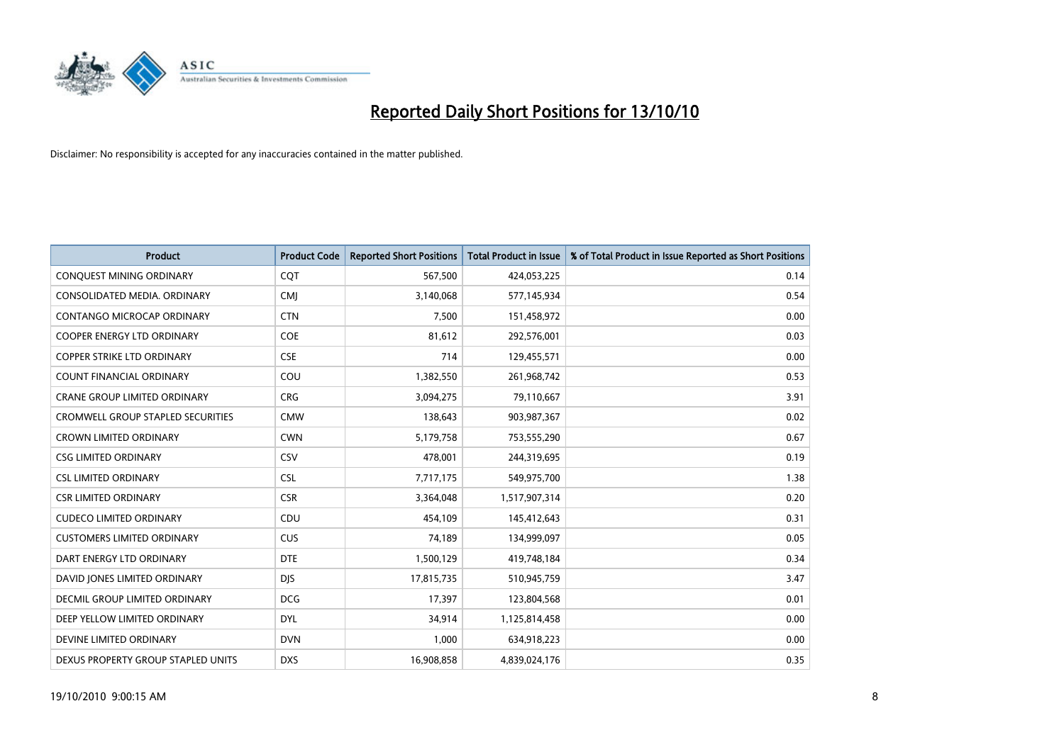# Reported Daily Short Positions for 13/10/10

Disclaimer: No responsibility is accepted for any inaccuracies contained in the matter published.

| Product | Product Code | Reported Short Positions | Total Product in Issue | % of Total Product in Issue Reported as Short Positions |
|---|---|---|---|---|
| CONQUEST MINING ORDINARY | CQT | 567,500 | 424,053,225 | 0.14 |
| CONSOLIDATED MEDIA. ORDINARY | CMJ | 3,140,068 | 577,145,934 | 0.54 |
| CONTANGO MICROCAP ORDINARY | CTN | 7,500 | 151,458,972 | 0.00 |
| COOPER ENERGY LTD ORDINARY | COE | 81,612 | 292,576,001 | 0.03 |
| COPPER STRIKE LTD ORDINARY | CSE | 714 | 129,455,571 | 0.00 |
| COUNT FINANCIAL ORDINARY | COU | 1,382,550 | 261,968,742 | 0.53 |
| CRANE GROUP LIMITED ORDINARY | CRG | 3,094,275 | 79,110,667 | 3.91 |
| CROMWELL GROUP STAPLED SECURITIES | CMW | 138,643 | 903,987,367 | 0.02 |
| CROWN LIMITED ORDINARY | CWN | 5,179,758 | 753,555,290 | 0.67 |
| CSG LIMITED ORDINARY | CSV | 478,001 | 244,319,695 | 0.19 |
| CSL LIMITED ORDINARY | CSL | 7,717,175 | 549,975,700 | 1.38 |
| CSR LIMITED ORDINARY | CSR | 3,364,048 | 1,517,907,314 | 0.20 |
| CUDECO LIMITED ORDINARY | CDU | 454,109 | 145,412,643 | 0.31 |
| CUSTOMERS LIMITED ORDINARY | CUS | 74,189 | 134,999,097 | 0.05 |
| DART ENERGY LTD ORDINARY | DTE | 1,500,129 | 419,748,184 | 0.34 |
| DAVID JONES LIMITED ORDINARY | DJS | 17,815,735 | 510,945,759 | 3.47 |
| DECMIL GROUP LIMITED ORDINARY | DCG | 17,397 | 123,804,568 | 0.01 |
| DEEP YELLOW LIMITED ORDINARY | DYL | 34,914 | 1,125,814,458 | 0.00 |
| DEVINE LIMITED ORDINARY | DVN | 1,000 | 634,918,223 | 0.00 |
| DEXUS PROPERTY GROUP STAPLED UNITS | DXS | 16,908,858 | 4,839,024,176 | 0.35 |

19/10/2010 9:00:15 AM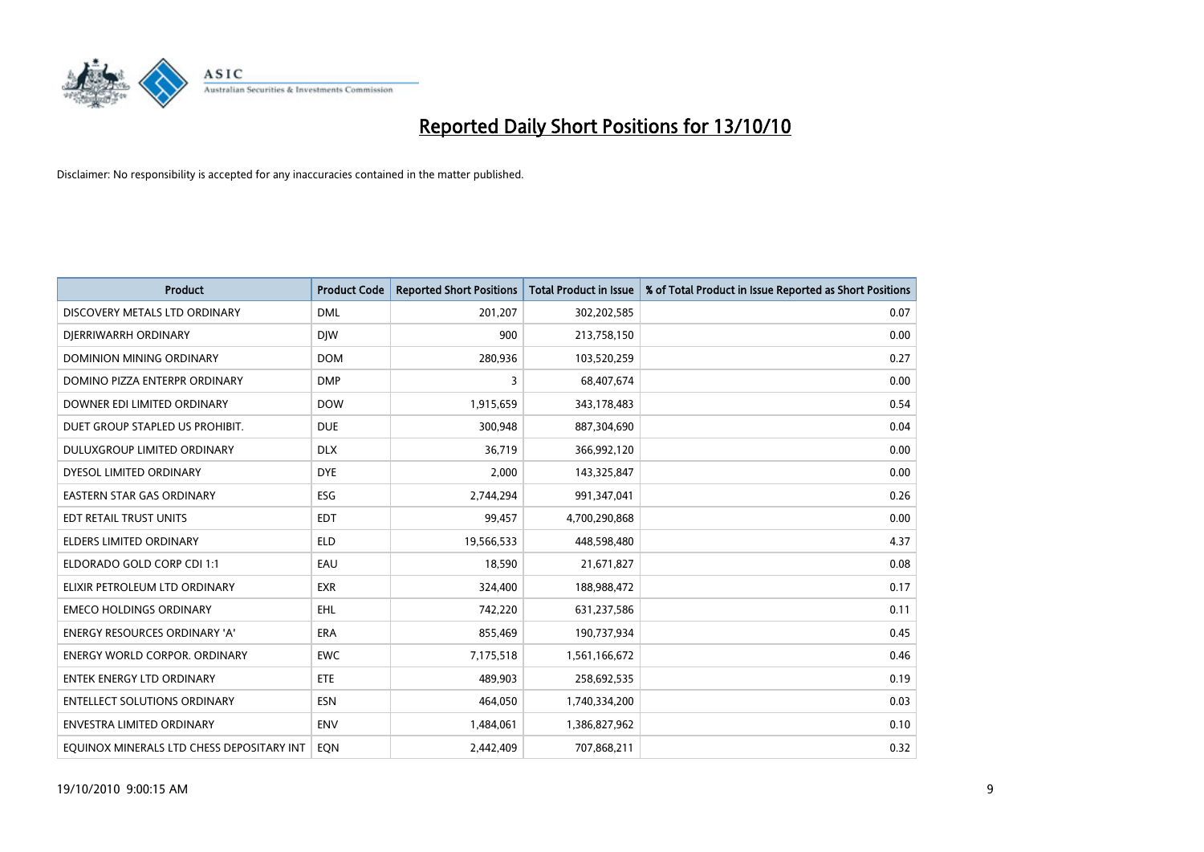# Reported Daily Short Positions for 13/10/10

Disclaimer: No responsibility is accepted for any inaccuracies contained in the matter published.

| Product | Product Code | Reported Short Positions | Total Product in Issue | % of Total Product in Issue Reported as Short Positions |
|---|---|---|---|---|
| DISCOVERY METALS LTD ORDINARY | DML | 201,207 | 302,202,585 | 0.07 |
| DJERRIWARRH ORDINARY | DJW | 900 | 213,758,150 | 0.00 |
| DOMINION MINING ORDINARY | DOM | 280,936 | 103,520,259 | 0.27 |
| DOMINO PIZZA ENTERPR ORDINARY | DMP | 3 | 68,407,674 | 0.00 |
| DOWNER EDI LIMITED ORDINARY | DOW | 1,915,659 | 343,178,483 | 0.54 |
| DUET GROUP STAPLED US PROHIBIT. | DUE | 300,948 | 887,304,690 | 0.04 |
| DULUXGROUP LIMITED ORDINARY | DLX | 36,719 | 366,992,120 | 0.00 |
| DYESOL LIMITED ORDINARY | DYE | 2,000 | 143,325,847 | 0.00 |
| EASTERN STAR GAS ORDINARY | ESG | 2,744,294 | 991,347,041 | 0.26 |
| EDT RETAIL TRUST UNITS | EDT | 99,457 | 4,700,290,868 | 0.00 |
| ELDERS LIMITED ORDINARY | ELD | 19,566,533 | 448,598,480 | 4.37 |
| ELDORADO GOLD CORP CDI 1:1 | EAU | 18,590 | 21,671,827 | 0.08 |
| ELIXIR PETROLEUM LTD ORDINARY | EXR | 324,400 | 188,988,472 | 0.17 |
| EMECO HOLDINGS ORDINARY | EHL | 742,220 | 631,237,586 | 0.11 |
| ENERGY RESOURCES ORDINARY 'A' | ERA | 855,469 | 190,737,934 | 0.45 |
| ENERGY WORLD CORPOR. ORDINARY | EWC | 7,175,518 | 1,561,166,672 | 0.46 |
| ENTEK ENERGY LTD ORDINARY | ETE | 489,903 | 258,692,535 | 0.19 |
| ENTELLECT SOLUTIONS ORDINARY | ESN | 464,050 | 1,740,334,200 | 0.03 |
| ENVESTRA LIMITED ORDINARY | ENV | 1,484,061 | 1,386,827,962 | 0.10 |
| EQUINOX MINERALS LTD CHESS DEPOSITARY INT | EQN | 2,442,409 | 707,868,211 | 0.32 |

19/10/2010 9:00:15 AM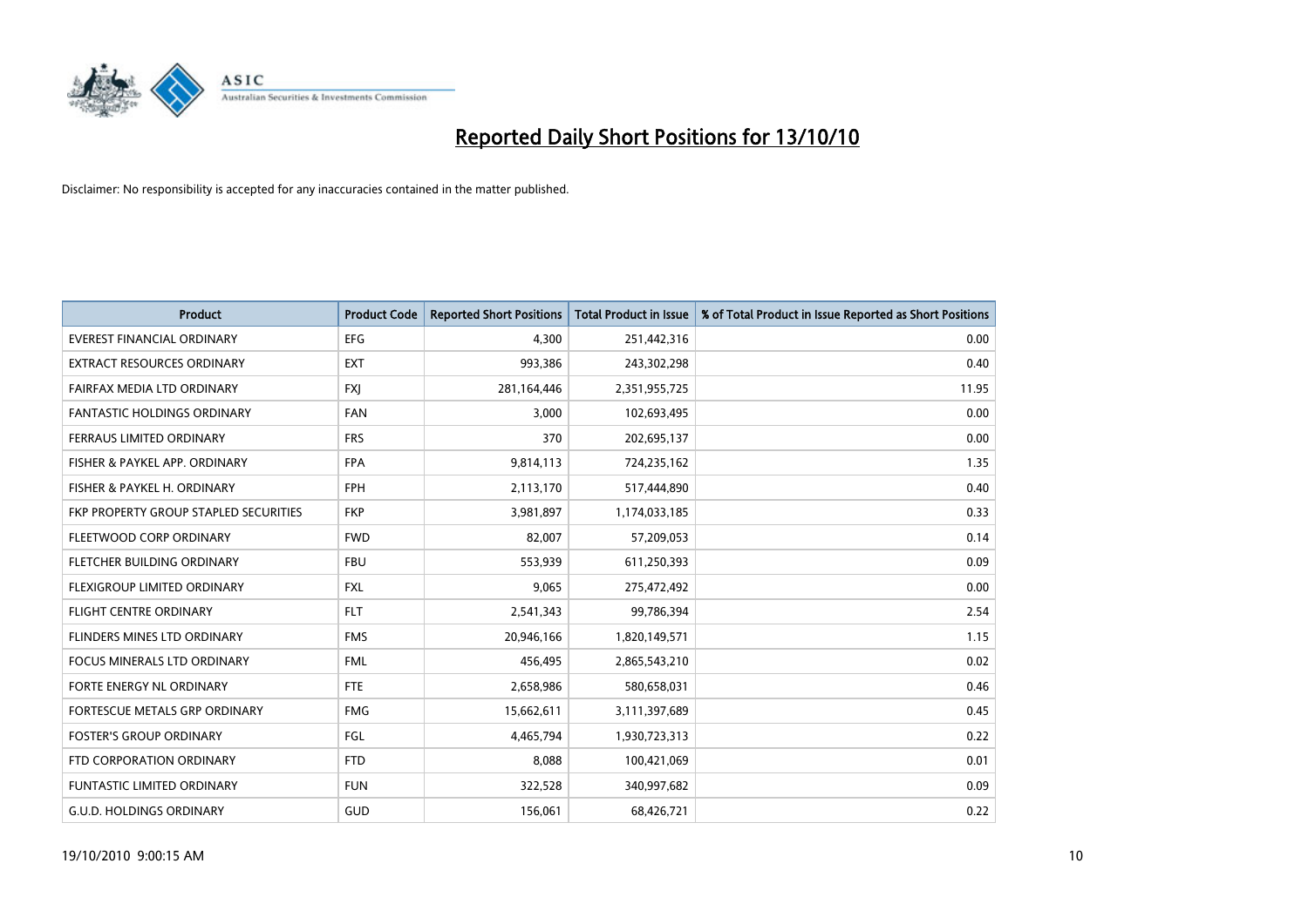# Reported Daily Short Positions for 13/10/10

Disclaimer: No responsibility is accepted for any inaccuracies contained in the matter published.

| Product | Product Code | Reported Short Positions | Total Product in Issue | % of Total Product in Issue Reported as Short Positions |
|---|---|---|---|---|
| EVEREST FINANCIAL ORDINARY | EFG | 4,300 | 251,442,316 | 0.00 |
| EXTRACT RESOURCES ORDINARY | EXT | 993,386 | 243,302,298 | 0.40 |
| FAIRFAX MEDIA LTD ORDINARY | FXJ | 281,164,446 | 2,351,955,725 | 11.95 |
| FANTASTIC HOLDINGS ORDINARY | FAN | 3,000 | 102,693,495 | 0.00 |
| FERRAUS LIMITED ORDINARY | FRS | 370 | 202,695,137 | 0.00 |
| FISHER & PAYKEL APP. ORDINARY | FPA | 9,814,113 | 724,235,162 | 1.35 |
| FISHER & PAYKEL H. ORDINARY | FPH | 2,113,170 | 517,444,890 | 0.40 |
| FKP PROPERTY GROUP STAPLED SECURITIES | FKP | 3,981,897 | 1,174,033,185 | 0.33 |
| FLEETWOOD CORP ORDINARY | FWD | 82,007 | 57,209,053 | 0.14 |
| FLETCHER BUILDING ORDINARY | FBU | 553,939 | 611,250,393 | 0.09 |
| FLEXIGROUP LIMITED ORDINARY | FXL | 9,065 | 275,472,492 | 0.00 |
| FLIGHT CENTRE ORDINARY | FLT | 2,541,343 | 99,786,394 | 2.54 |
| FLINDERS MINES LTD ORDINARY | FMS | 20,946,166 | 1,820,149,571 | 1.15 |
| FOCUS MINERALS LTD ORDINARY | FML | 456,495 | 2,865,543,210 | 0.02 |
| FORTE ENERGY NL ORDINARY | FTE | 2,658,986 | 580,658,031 | 0.46 |
| FORTESCUE METALS GRP ORDINARY | FMG | 15,662,611 | 3,111,397,689 | 0.45 |
| FOSTER'S GROUP ORDINARY | FGL | 4,465,794 | 1,930,723,313 | 0.22 |
| FTD CORPORATION ORDINARY | FTD | 8,088 | 100,421,069 | 0.01 |
| FUNTASTIC LIMITED ORDINARY | FUN | 322,528 | 340,997,682 | 0.09 |
| G.U.D. HOLDINGS ORDINARY | GUD | 156,061 | 68,426,721 | 0.22 |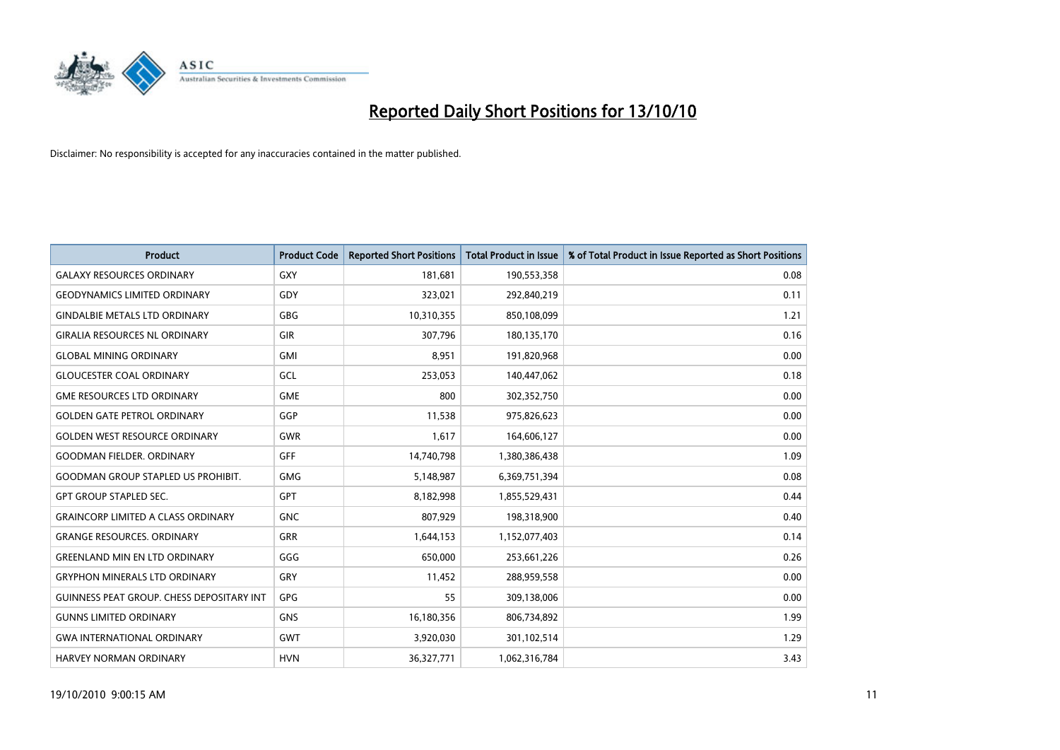# Reported Daily Short Positions for 13/10/10

Disclaimer: No responsibility is accepted for any inaccuracies contained in the matter published.

| Product | Product Code | Reported Short Positions | Total Product in Issue | % of Total Product in Issue Reported as Short Positions |
|---|---|---|---|---|
| GALAXY RESOURCES ORDINARY | GXY | 181,681 | 190,553,358 | 0.08 |
| GEODYNAMICS LIMITED ORDINARY | GDY | 323,021 | 292,840,219 | 0.11 |
| GINDALBIE METALS LTD ORDINARY | GBG | 10,310,355 | 850,108,099 | 1.21 |
| GIRALIA RESOURCES NL ORDINARY | GIR | 307,796 | 180,135,170 | 0.16 |
| GLOBAL MINING ORDINARY | GMI | 8,951 | 191,820,968 | 0.00 |
| GLOUCESTER COAL ORDINARY | GCL | 253,053 | 140,447,062 | 0.18 |
| GME RESOURCES LTD ORDINARY | GME | 800 | 302,352,750 | 0.00 |
| GOLDEN GATE PETROL ORDINARY | GGP | 11,538 | 975,826,623 | 0.00 |
| GOLDEN WEST RESOURCE ORDINARY | GWR | 1,617 | 164,606,127 | 0.00 |
| GOODMAN FIELDER. ORDINARY | GFF | 14,740,798 | 1,380,386,438 | 1.09 |
| GOODMAN GROUP STAPLED US PROHIBIT. | GMG | 5,148,987 | 6,369,751,394 | 0.08 |
| GPT GROUP STAPLED SEC. | GPT | 8,182,998 | 1,855,529,431 | 0.44 |
| GRAINCORP LIMITED A CLASS ORDINARY | GNC | 807,929 | 198,318,900 | 0.40 |
| GRANGE RESOURCES. ORDINARY | GRR | 1,644,153 | 1,152,077,403 | 0.14 |
| GREENLAND MIN EN LTD ORDINARY | GGG | 650,000 | 253,661,226 | 0.26 |
| GRYPHON MINERALS LTD ORDINARY | GRY | 11,452 | 288,959,558 | 0.00 |
| GUINNESS PEAT GROUP. CHESS DEPOSITARY INT | GPG | 55 | 309,138,006 | 0.00 |
| GUNNS LIMITED ORDINARY | GNS | 16,180,356 | 806,734,892 | 1.99 |
| GWA INTERNATIONAL ORDINARY | GWT | 3,920,030 | 301,102,514 | 1.29 |
| HARVEY NORMAN ORDINARY | HVN | 36,327,771 | 1,062,316,784 | 3.43 |

19/10/2010 9:00:15 AM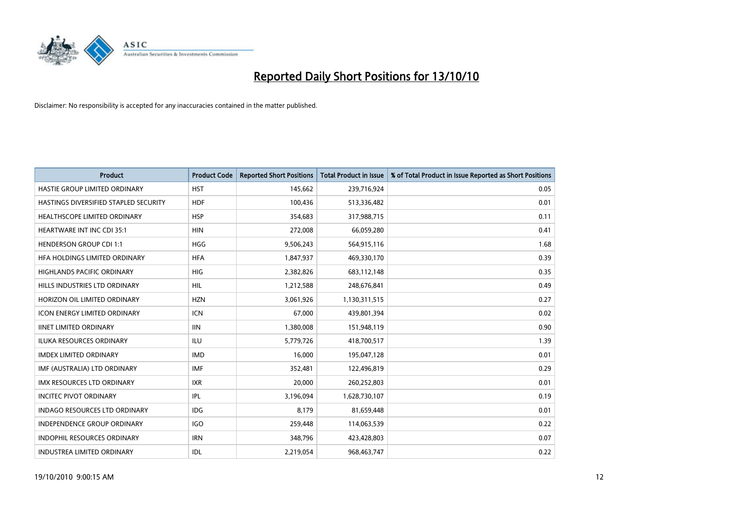# Reported Daily Short Positions for 13/10/10

Disclaimer: No responsibility is accepted for any inaccuracies contained in the matter published.

| Product | Product Code | Reported Short Positions | Total Product in Issue | % of Total Product in Issue Reported as Short Positions |
|---|---|---|---|---|
| HASTIE GROUP LIMITED ORDINARY | HST | 145,662 | 239,716,924 | 0.05 |
| HASTINGS DIVERSIFIED STAPLED SECURITY | HDF | 100,436 | 513,336,482 | 0.01 |
| HEALTHSCOPE LIMITED ORDINARY | HSP | 354,683 | 317,988,715 | 0.11 |
| HEARTWARE INT INC CDI 35:1 | HIN | 272,008 | 66,059,280 | 0.41 |
| HENDERSON GROUP CDI 1:1 | HGG | 9,506,243 | 564,915,116 | 1.68 |
| HFA HOLDINGS LIMITED ORDINARY | HFA | 1,847,937 | 469,330,170 | 0.39 |
| HIGHLANDS PACIFIC ORDINARY | HIG | 2,382,826 | 683,112,148 | 0.35 |
| HILLS INDUSTRIES LTD ORDINARY | HIL | 1,212,588 | 248,676,841 | 0.49 |
| HORIZON OIL LIMITED ORDINARY | HZN | 3,061,926 | 1,130,311,515 | 0.27 |
| ICON ENERGY LIMITED ORDINARY | ICN | 67,000 | 439,801,394 | 0.02 |
| IINET LIMITED ORDINARY | IIN | 1,380,008 | 151,948,119 | 0.90 |
| ILUKA RESOURCES ORDINARY | ILU | 5,779,726 | 418,700,517 | 1.39 |
| IMDEX LIMITED ORDINARY | IMD | 16,000 | 195,047,128 | 0.01 |
| IMF (AUSTRALIA) LTD ORDINARY | IMF | 352,481 | 122,496,819 | 0.29 |
| IMX RESOURCES LTD ORDINARY | IXR | 20,000 | 260,252,803 | 0.01 |
| INCITEC PIVOT ORDINARY | IPL | 3,196,094 | 1,628,730,107 | 0.19 |
| INDAGO RESOURCES LTD ORDINARY | IDG | 8,179 | 81,659,448 | 0.01 |
| INDEPENDENCE GROUP ORDINARY | IGO | 259,448 | 114,063,539 | 0.22 |
| INDOPHIL RESOURCES ORDINARY | IRN | 348,796 | 423,428,803 | 0.07 |
| INDUSTREA LIMITED ORDINARY | IDL | 2,219,054 | 968,463,747 | 0.22 |

19/10/2010 9:00:15 AM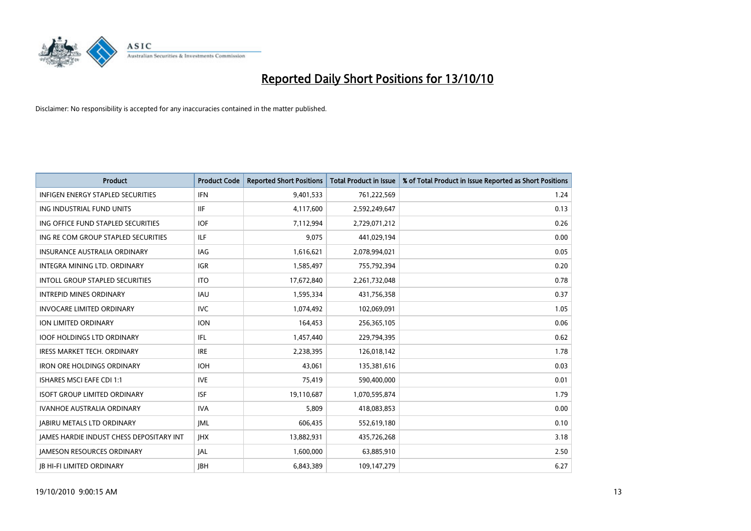# Reported Daily Short Positions for 13/10/10

Disclaimer: No responsibility is accepted for any inaccuracies contained in the matter published.

| Product | Product Code | Reported Short Positions | Total Product in Issue | % of Total Product in Issue Reported as Short Positions |
|---|---|---|---|---|
| INFIGEN ENERGY STAPLED SECURITIES | IFN | 9,401,533 | 761,222,569 | 1.24 |
| ING INDUSTRIAL FUND UNITS | IIF | 4,117,600 | 2,592,249,647 | 0.13 |
| ING OFFICE FUND STAPLED SECURITIES | IOF | 7,112,994 | 2,729,071,212 | 0.26 |
| ING RE COM GROUP STAPLED SECURITIES | ILF | 9,075 | 441,029,194 | 0.00 |
| INSURANCE AUSTRALIA ORDINARY | IAG | 1,616,621 | 2,078,994,021 | 0.05 |
| INTEGRA MINING LTD. ORDINARY | IGR | 1,585,497 | 755,792,394 | 0.20 |
| INTOLL GROUP STAPLED SECURITIES | ITO | 17,672,840 | 2,261,732,048 | 0.78 |
| INTREPID MINES ORDINARY | IAU | 1,595,334 | 431,756,358 | 0.37 |
| INVOCARE LIMITED ORDINARY | IVC | 1,074,492 | 102,069,091 | 1.05 |
| ION LIMITED ORDINARY | ION | 164,453 | 256,365,105 | 0.06 |
| IOOF HOLDINGS LTD ORDINARY | IFL | 1,457,440 | 229,794,395 | 0.62 |
| IRESS MARKET TECH. ORDINARY | IRE | 2,238,395 | 126,018,142 | 1.78 |
| IRON ORE HOLDINGS ORDINARY | IOH | 43,061 | 135,381,616 | 0.03 |
| ISHARES MSCI EAFE CDI 1:1 | IVE | 75,419 | 590,400,000 | 0.01 |
| ISOFT GROUP LIMITED ORDINARY | ISF | 19,110,687 | 1,070,595,874 | 1.79 |
| IVANHOE AUSTRALIA ORDINARY | IVA | 5,809 | 418,083,853 | 0.00 |
| JABIRU METALS LTD ORDINARY | JML | 606,435 | 552,619,180 | 0.10 |
| JAMES HARDIE INDUST CHESS DEPOSITARY INT | JHX | 13,882,931 | 435,726,268 | 3.18 |
| JAMESON RESOURCES ORDINARY | JAL | 1,600,000 | 63,885,910 | 2.50 |
| JB HI-FI LIMITED ORDINARY | JBH | 6,843,389 | 109,147,279 | 6.27 |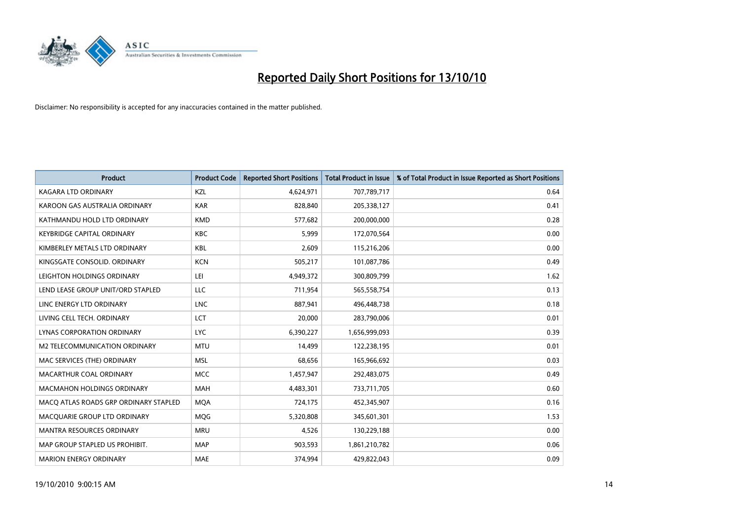# Reported Daily Short Positions for 13/10/10

Disclaimer: No responsibility is accepted for any inaccuracies contained in the matter published.

| Product | Product Code | Reported Short Positions | Total Product in Issue | % of Total Product in Issue Reported as Short Positions |
|---|---|---|---|---|
| KAGARA LTD ORDINARY | KZL | 4,624,971 | 707,789,717 | 0.64 |
| KAROON GAS AUSTRALIA ORDINARY | KAR | 828,840 | 205,338,127 | 0.41 |
| KATHMANDU HOLD LTD ORDINARY | KMD | 577,682 | 200,000,000 | 0.28 |
| KEYBRIDGE CAPITAL ORDINARY | KBC | 5,999 | 172,070,564 | 0.00 |
| KIMBERLEY METALS LTD ORDINARY | KBL | 2,609 | 115,216,206 | 0.00 |
| KINGSGATE CONSOLID. ORDINARY | KCN | 505,217 | 101,087,786 | 0.49 |
| LEIGHTON HOLDINGS ORDINARY | LEI | 4,949,372 | 300,809,799 | 1.62 |
| LEND LEASE GROUP UNIT/ORD STAPLED | LLC | 711,954 | 565,558,754 | 0.13 |
| LINC ENERGY LTD ORDINARY | LNC | 887,941 | 496,448,738 | 0.18 |
| LIVING CELL TECH. ORDINARY | LCT | 20,000 | 283,790,006 | 0.01 |
| LYNAS CORPORATION ORDINARY | LYC | 6,390,227 | 1,656,999,093 | 0.39 |
| M2 TELECOMMUNICATION ORDINARY | MTU | 14,499 | 122,238,195 | 0.01 |
| MAC SERVICES (THE) ORDINARY | MSL | 68,656 | 165,966,692 | 0.03 |
| MACARTHUR COAL ORDINARY | MCC | 1,457,947 | 292,483,075 | 0.49 |
| MACMAHON HOLDINGS ORDINARY | MAH | 4,483,301 | 733,711,705 | 0.60 |
| MACQ ATLAS ROADS GRP ORDINARY STAPLED | MQA | 724,175 | 452,345,907 | 0.16 |
| MACQUARIE GROUP LTD ORDINARY | MQG | 5,320,808 | 345,601,301 | 1.53 |
| MANTRA RESOURCES ORDINARY | MRU | 4,526 | 130,229,188 | 0.00 |
| MAP GROUP STAPLED US PROHIBIT. | MAP | 903,593 | 1,861,210,782 | 0.06 |
| MARION ENERGY ORDINARY | MAE | 374,994 | 429,822,043 | 0.09 |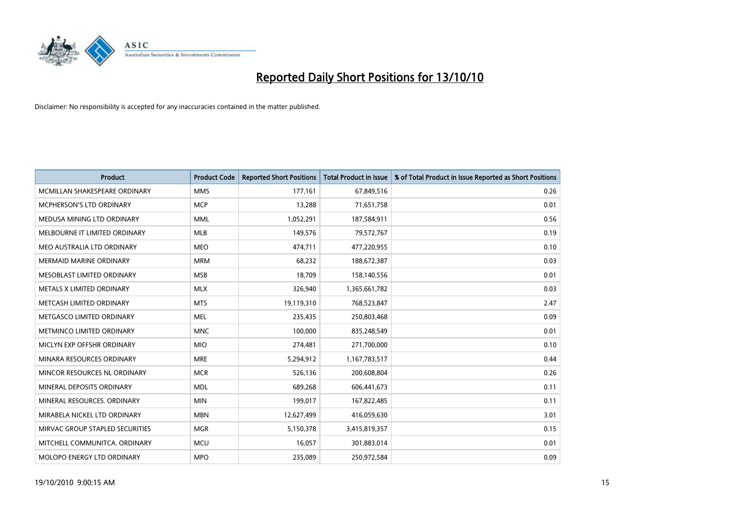# Reported Daily Short Positions for 13/10/10

Disclaimer: No responsibility is accepted for any inaccuracies contained in the matter published.

| Product | Product Code | Reported Short Positions | Total Product in Issue | % of Total Product in Issue Reported as Short Positions |
|---|---|---|---|---|
| MCMILLAN SHAKESPEARE ORDINARY | MMS | 177,161 | 67,849,516 | 0.26 |
| MCPHERSON'S LTD ORDINARY | MCP | 13,288 | 71,651,758 | 0.01 |
| MEDUSA MINING LTD ORDINARY | MML | 1,052,291 | 187,584,911 | 0.56 |
| MELBOURNE IT LIMITED ORDINARY | MLB | 149,576 | 79,572,767 | 0.19 |
| MEO AUSTRALIA LTD ORDINARY | MEO | 474,711 | 477,220,955 | 0.10 |
| MERMAID MARINE ORDINARY | MRM | 68,232 | 188,672,387 | 0.03 |
| MESOBLAST LIMITED ORDINARY | MSB | 18,709 | 158,140,556 | 0.01 |
| METALS X LIMITED ORDINARY | MLX | 326,940 | 1,365,661,782 | 0.03 |
| METCASH LIMITED ORDINARY | MTS | 19,119,310 | 768,523,847 | 2.47 |
| METGASCO LIMITED ORDINARY | MEL | 235,435 | 250,803,468 | 0.09 |
| METMINCO LIMITED ORDINARY | MNC | 100,000 | 835,248,549 | 0.01 |
| MICLYN EXP OFFSHR ORDINARY | MIO | 274,481 | 271,700,000 | 0.10 |
| MINARA RESOURCES ORDINARY | MRE | 5,294,912 | 1,167,783,517 | 0.44 |
| MINCOR RESOURCES NL ORDINARY | MCR | 526,136 | 200,608,804 | 0.26 |
| MINERAL DEPOSITS ORDINARY | MDL | 689,268 | 606,441,673 | 0.11 |
| MINERAL RESOURCES. ORDINARY | MIN | 199,017 | 167,822,485 | 0.11 |
| MIRABELA NICKEL LTD ORDINARY | MBN | 12,627,499 | 416,059,630 | 3.01 |
| MIRVAC GROUP STAPLED SECURITIES | MGR | 5,150,378 | 3,415,819,357 | 0.15 |
| MITCHELL COMMUNITCA. ORDINARY | MCU | 16,057 | 301,883,014 | 0.01 |
| MOLOPO ENERGY LTD ORDINARY | MPO | 235,089 | 250,972,584 | 0.09 |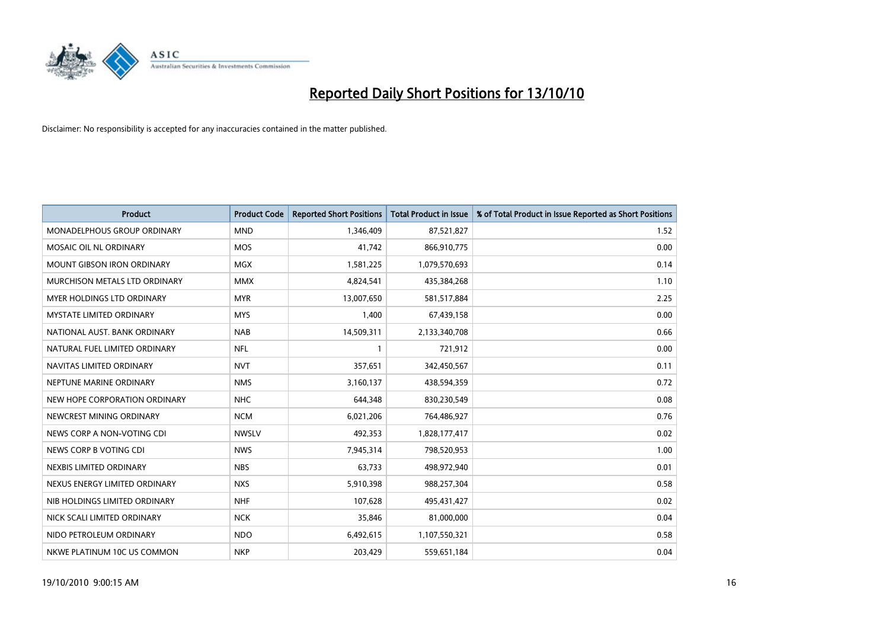# Reported Daily Short Positions for 13/10/10

Disclaimer: No responsibility is accepted for any inaccuracies contained in the matter published.

| Product | Product Code | Reported Short Positions | Total Product in Issue | % of Total Product in Issue Reported as Short Positions |
|---|---|---|---|---|
| MONADELPHOUS GROUP ORDINARY | MND | 1,346,409 | 87,521,827 | 1.52 |
| MOSAIC OIL NL ORDINARY | MOS | 41,742 | 866,910,775 | 0.00 |
| MOUNT GIBSON IRON ORDINARY | MGX | 1,581,225 | 1,079,570,693 | 0.14 |
| MURCHISON METALS LTD ORDINARY | MMX | 4,824,541 | 435,384,268 | 1.10 |
| MYER HOLDINGS LTD ORDINARY | MYR | 13,007,650 | 581,517,884 | 2.25 |
| MYSTATE LIMITED ORDINARY | MYS | 1,400 | 67,439,158 | 0.00 |
| NATIONAL AUST. BANK ORDINARY | NAB | 14,509,311 | 2,133,340,708 | 0.66 |
| NATURAL FUEL LIMITED ORDINARY | NFL | 1 | 721,912 | 0.00 |
| NAVITAS LIMITED ORDINARY | NVT | 357,651 | 342,450,567 | 0.11 |
| NEPTUNE MARINE ORDINARY | NMS | 3,160,137 | 438,594,359 | 0.72 |
| NEW HOPE CORPORATION ORDINARY | NHC | 644,348 | 830,230,549 | 0.08 |
| NEWCREST MINING ORDINARY | NCM | 6,021,206 | 764,486,927 | 0.76 |
| NEWS CORP A NON-VOTING CDI | NWSLV | 492,353 | 1,828,177,417 | 0.02 |
| NEWS CORP B VOTING CDI | NWS | 7,945,314 | 798,520,953 | 1.00 |
| NEXBIS LIMITED ORDINARY | NBS | 63,733 | 498,972,940 | 0.01 |
| NEXUS ENERGY LIMITED ORDINARY | NXS | 5,910,398 | 988,257,304 | 0.58 |
| NIB HOLDINGS LIMITED ORDINARY | NHF | 107,628 | 495,431,427 | 0.02 |
| NICK SCALI LIMITED ORDINARY | NCK | 35,846 | 81,000,000 | 0.04 |
| NIDO PETROLEUM ORDINARY | NDO | 6,492,615 | 1,107,550,321 | 0.58 |
| NKWE PLATINUM 10C US COMMON | NKP | 203,429 | 559,651,184 | 0.04 |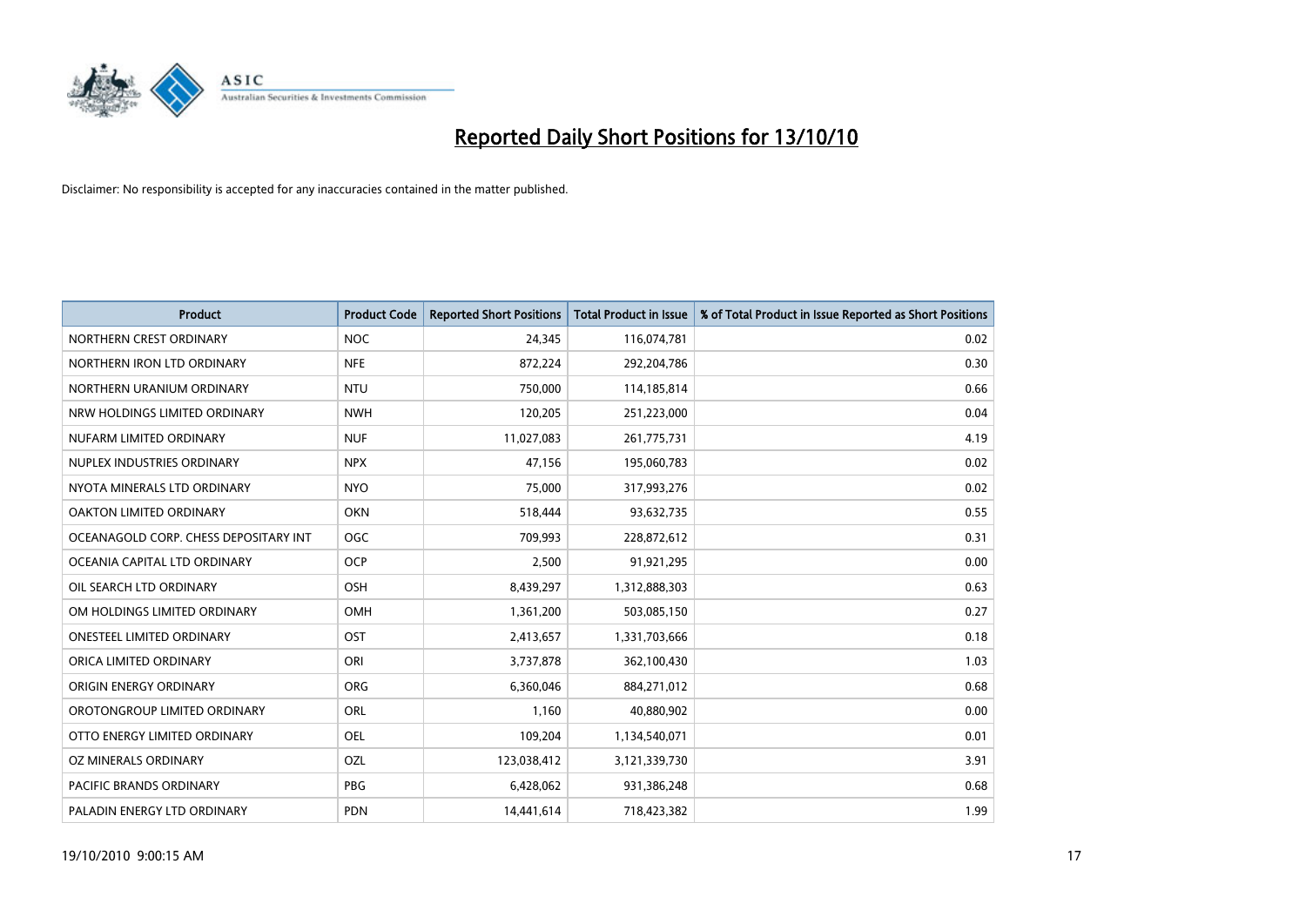# Reported Daily Short Positions for 13/10/10

Disclaimer: No responsibility is accepted for any inaccuracies contained in the matter published.

| Product | Product Code | Reported Short Positions | Total Product in Issue | % of Total Product in Issue Reported as Short Positions |
|---|---|---|---|---|
| NORTHERN CREST ORDINARY | NOC | 24,345 | 116,074,781 | 0.02 |
| NORTHERN IRON LTD ORDINARY | NFE | 872,224 | 292,204,786 | 0.30 |
| NORTHERN URANIUM ORDINARY | NTU | 750,000 | 114,185,814 | 0.66 |
| NRW HOLDINGS LIMITED ORDINARY | NWH | 120,205 | 251,223,000 | 0.04 |
| NUFARM LIMITED ORDINARY | NUF | 11,027,083 | 261,775,731 | 4.19 |
| NUPLEX INDUSTRIES ORDINARY | NPX | 47,156 | 195,060,783 | 0.02 |
| NYOTA MINERALS LTD ORDINARY | NYO | 75,000 | 317,993,276 | 0.02 |
| OAKTON LIMITED ORDINARY | OKN | 518,444 | 93,632,735 | 0.55 |
| OCEANAGOLD CORP. CHESS DEPOSITARY INT | OGC | 709,993 | 228,872,612 | 0.31 |
| OCEANIA CAPITAL LTD ORDINARY | OCP | 2,500 | 91,921,295 | 0.00 |
| OIL SEARCH LTD ORDINARY | OSH | 8,439,297 | 1,312,888,303 | 0.63 |
| OM HOLDINGS LIMITED ORDINARY | OMH | 1,361,200 | 503,085,150 | 0.27 |
| ONESTEEL LIMITED ORDINARY | OST | 2,413,657 | 1,331,703,666 | 0.18 |
| ORICA LIMITED ORDINARY | ORI | 3,737,878 | 362,100,430 | 1.03 |
| ORIGIN ENERGY ORDINARY | ORG | 6,360,046 | 884,271,012 | 0.68 |
| OROTONGROUP LIMITED ORDINARY | ORL | 1,160 | 40,880,902 | 0.00 |
| OTTO ENERGY LIMITED ORDINARY | OEL | 109,204 | 1,134,540,071 | 0.01 |
| OZ MINERALS ORDINARY | OZL | 123,038,412 | 3,121,339,730 | 3.91 |
| PACIFIC BRANDS ORDINARY | PBG | 6,428,062 | 931,386,248 | 0.68 |
| PALADIN ENERGY LTD ORDINARY | PDN | 14,441,614 | 718,423,382 | 1.99 |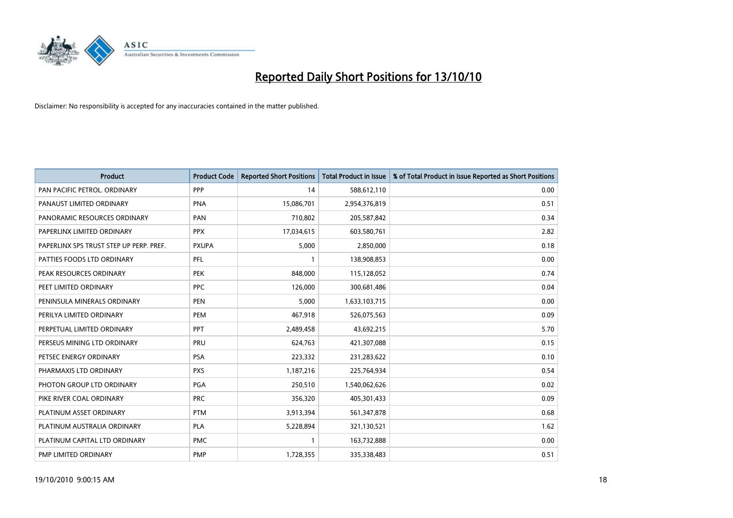# Reported Daily Short Positions for 13/10/10

Disclaimer: No responsibility is accepted for any inaccuracies contained in the matter published.

| Product | Product Code | Reported Short Positions | Total Product in Issue | % of Total Product in Issue Reported as Short Positions |
|---|---|---|---|---|
| PAN PACIFIC PETROL. ORDINARY | PPP | 14 | 588,612,110 | 0.00 |
| PANAUST LIMITED ORDINARY | PNA | 15,086,701 | 2,954,376,819 | 0.51 |
| PANORAMIC RESOURCES ORDINARY | PAN | 710,802 | 205,587,842 | 0.34 |
| PAPERLINX LIMITED ORDINARY | PPX | 17,034,615 | 603,580,761 | 2.82 |
| PAPERLINX SPS TRUST STEP UP PERP. PREF. | PXUPA | 5,000 | 2,850,000 | 0.18 |
| PATTIES FOODS LTD ORDINARY | PFL | 1 | 138,908,853 | 0.00 |
| PEAK RESOURCES ORDINARY | PEK | 848,000 | 115,128,052 | 0.74 |
| PEET LIMITED ORDINARY | PPC | 126,000 | 300,681,486 | 0.04 |
| PENINSULA MINERALS ORDINARY | PEN | 5,000 | 1,633,103,715 | 0.00 |
| PERILYA LIMITED ORDINARY | PEM | 467,918 | 526,075,563 | 0.09 |
| PERPETUAL LIMITED ORDINARY | PPT | 2,489,458 | 43,692,215 | 5.70 |
| PERSEUS MINING LTD ORDINARY | PRU | 624,763 | 421,307,088 | 0.15 |
| PETSEC ENERGY ORDINARY | PSA | 223,332 | 231,283,622 | 0.10 |
| PHARMAXIS LTD ORDINARY | PXS | 1,187,216 | 225,764,934 | 0.54 |
| PHOTON GROUP LTD ORDINARY | PGA | 250,510 | 1,540,062,626 | 0.02 |
| PIKE RIVER COAL ORDINARY | PRC | 356,320 | 405,301,433 | 0.09 |
| PLATINUM ASSET ORDINARY | PTM | 3,913,394 | 561,347,878 | 0.68 |
| PLATINUM AUSTRALIA ORDINARY | PLA | 5,228,894 | 321,130,521 | 1.62 |
| PLATINUM CAPITAL LTD ORDINARY | PMC | 1 | 163,732,888 | 0.00 |
| PMP LIMITED ORDINARY | PMP | 1,728,355 | 335,338,483 | 0.51 |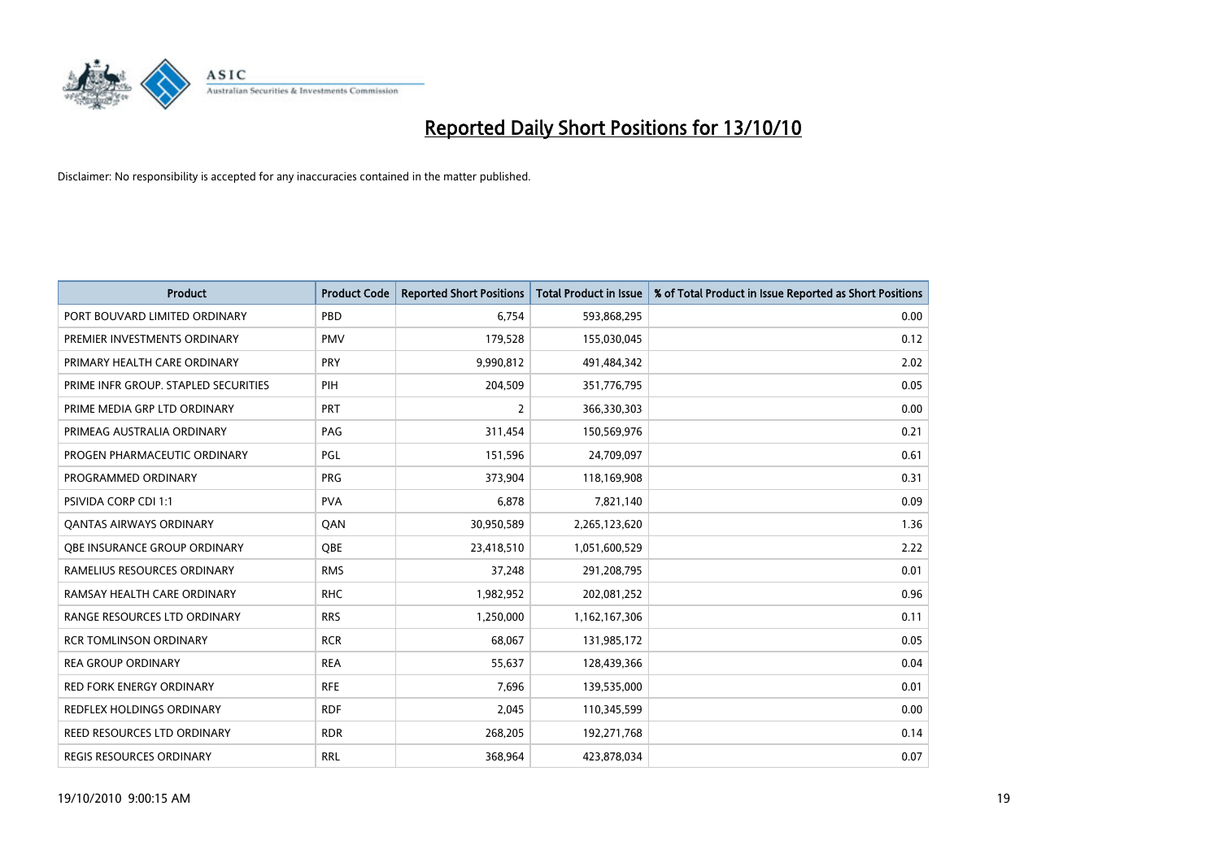# Reported Daily Short Positions for 13/10/10

Disclaimer: No responsibility is accepted for any inaccuracies contained in the matter published.

| Product | Product Code | Reported Short Positions | Total Product in Issue | % of Total Product in Issue Reported as Short Positions |
|---|---|---|---|---|
| PORT BOUVARD LIMITED ORDINARY | PBD | 6,754 | 593,868,295 | 0.00 |
| PREMIER INVESTMENTS ORDINARY | PMV | 179,528 | 155,030,045 | 0.12 |
| PRIMARY HEALTH CARE ORDINARY | PRY | 9,990,812 | 491,484,342 | 2.02 |
| PRIME INFR GROUP. STAPLED SECURITIES | PIH | 204,509 | 351,776,795 | 0.05 |
| PRIME MEDIA GRP LTD ORDINARY | PRT | 2 | 366,330,303 | 0.00 |
| PRIMEAG AUSTRALIA ORDINARY | PAG | 311,454 | 150,569,976 | 0.21 |
| PROGEN PHARMACEUTIC ORDINARY | PGL | 151,596 | 24,709,097 | 0.61 |
| PROGRAMMED ORDINARY | PRG | 373,904 | 118,169,908 | 0.31 |
| PSIVIDA CORP CDI 1:1 | PVA | 6,878 | 7,821,140 | 0.09 |
| QANTAS AIRWAYS ORDINARY | QAN | 30,950,589 | 2,265,123,620 | 1.36 |
| QBE INSURANCE GROUP ORDINARY | QBE | 23,418,510 | 1,051,600,529 | 2.22 |
| RAMELIUS RESOURCES ORDINARY | RMS | 37,248 | 291,208,795 | 0.01 |
| RAMSAY HEALTH CARE ORDINARY | RHC | 1,982,952 | 202,081,252 | 0.96 |
| RANGE RESOURCES LTD ORDINARY | RRS | 1,250,000 | 1,162,167,306 | 0.11 |
| RCR TOMLINSON ORDINARY | RCR | 68,067 | 131,985,172 | 0.05 |
| REA GROUP ORDINARY | REA | 55,637 | 128,439,366 | 0.04 |
| RED FORK ENERGY ORDINARY | RFE | 7,696 | 139,535,000 | 0.01 |
| REDFLEX HOLDINGS ORDINARY | RDF | 2,045 | 110,345,599 | 0.00 |
| REED RESOURCES LTD ORDINARY | RDR | 268,205 | 192,271,768 | 0.14 |
| REGIS RESOURCES ORDINARY | RRL | 368,964 | 423,878,034 | 0.07 |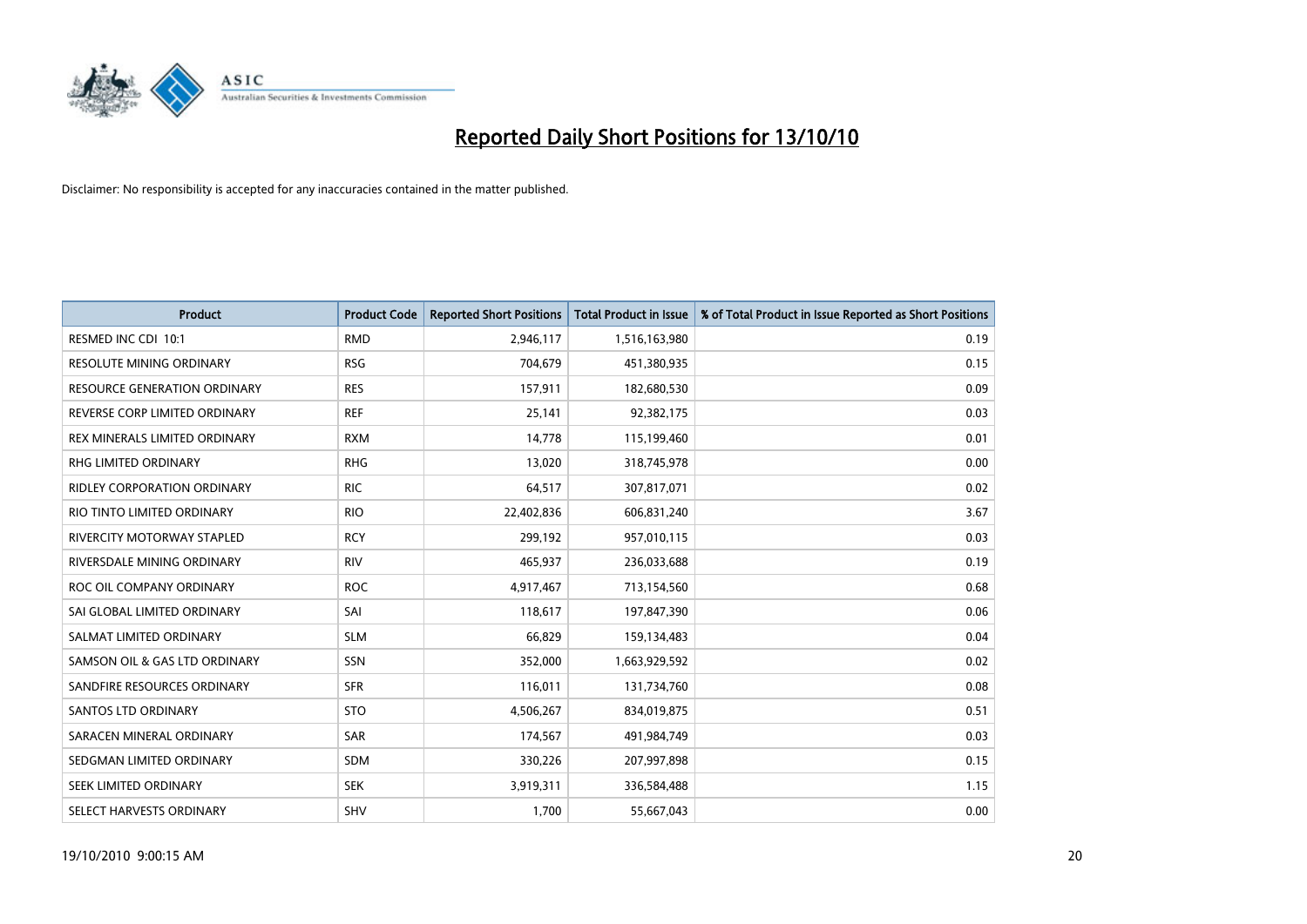# Reported Daily Short Positions for 13/10/10

Disclaimer: No responsibility is accepted for any inaccuracies contained in the matter published.

| Product | Product Code | Reported Short Positions | Total Product in Issue | % of Total Product in Issue Reported as Short Positions |
|---|---|---|---|---|
| RESMED INC CDI 10:1 | RMD | 2,946,117 | 1,516,163,980 | 0.19 |
| RESOLUTE MINING ORDINARY | RSG | 704,679 | 451,380,935 | 0.15 |
| RESOURCE GENERATION ORDINARY | RES | 157,911 | 182,680,530 | 0.09 |
| REVERSE CORP LIMITED ORDINARY | REF | 25,141 | 92,382,175 | 0.03 |
| REX MINERALS LIMITED ORDINARY | RXM | 14,778 | 115,199,460 | 0.01 |
| RHG LIMITED ORDINARY | RHG | 13,020 | 318,745,978 | 0.00 |
| RIDLEY CORPORATION ORDINARY | RIC | 64,517 | 307,817,071 | 0.02 |
| RIO TINTO LIMITED ORDINARY | RIO | 22,402,836 | 606,831,240 | 3.67 |
| RIVERCITY MOTORWAY STAPLED | RCY | 299,192 | 957,010,115 | 0.03 |
| RIVERSDALE MINING ORDINARY | RIV | 465,937 | 236,033,688 | 0.19 |
| ROC OIL COMPANY ORDINARY | ROC | 4,917,467 | 713,154,560 | 0.68 |
| SAI GLOBAL LIMITED ORDINARY | SAI | 118,617 | 197,847,390 | 0.06 |
| SALMAT LIMITED ORDINARY | SLM | 66,829 | 159,134,483 | 0.04 |
| SAMSON OIL & GAS LTD ORDINARY | SSN | 352,000 | 1,663,929,592 | 0.02 |
| SANDFIRE RESOURCES ORDINARY | SFR | 116,011 | 131,734,760 | 0.08 |
| SANTOS LTD ORDINARY | STO | 4,506,267 | 834,019,875 | 0.51 |
| SARACEN MINERAL ORDINARY | SAR | 174,567 | 491,984,749 | 0.03 |
| SEDGMAN LIMITED ORDINARY | SDM | 330,226 | 207,997,898 | 0.15 |
| SEEK LIMITED ORDINARY | SEK | 3,919,311 | 336,584,488 | 1.15 |
| SELECT HARVESTS ORDINARY | SHV | 1,700 | 55,667,043 | 0.00 |

19/10/2010 9:00:15 AM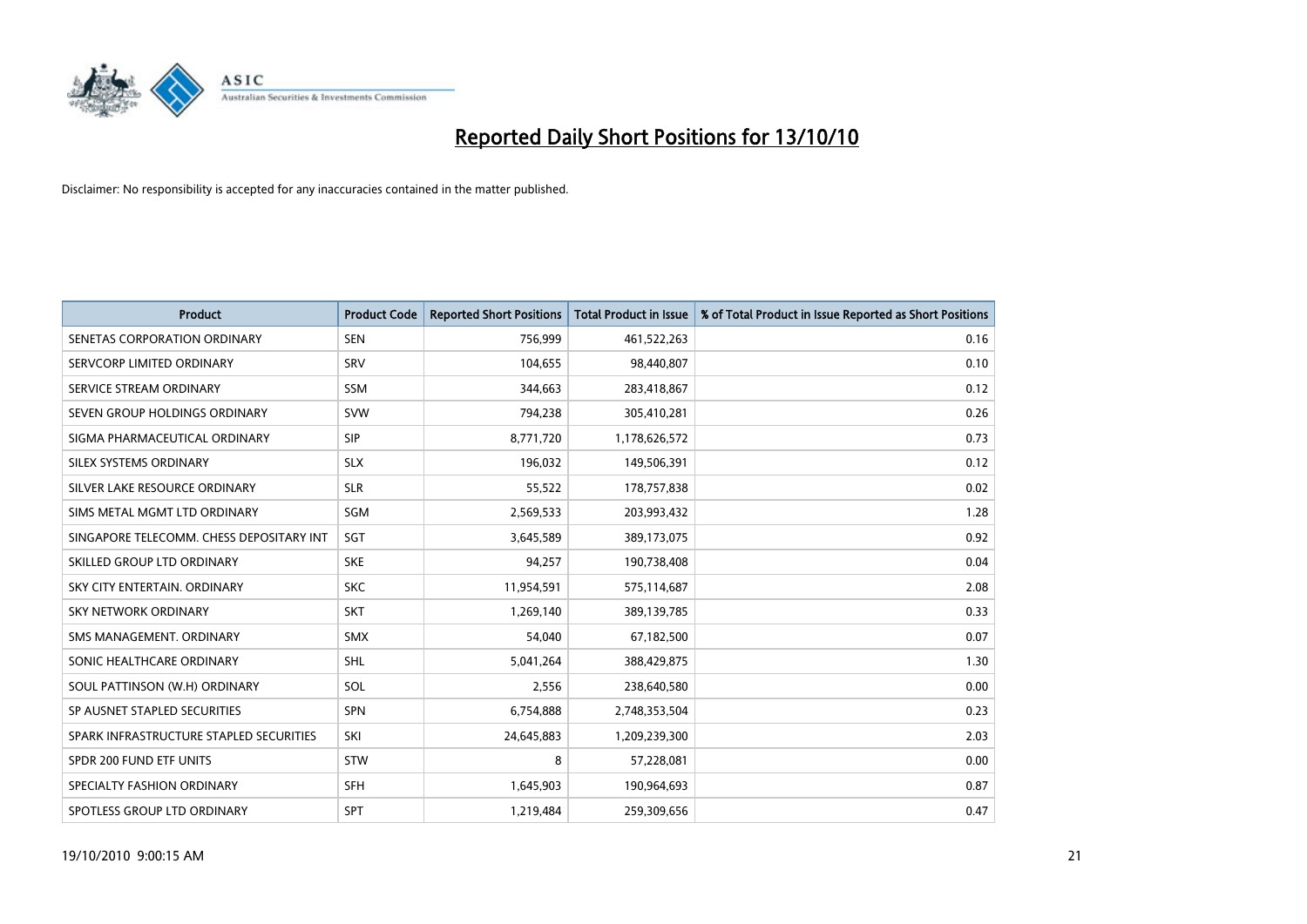# Reported Daily Short Positions for 13/10/10

Disclaimer: No responsibility is accepted for any inaccuracies contained in the matter published.

| Product | Product Code | Reported Short Positions | Total Product in Issue | % of Total Product in Issue Reported as Short Positions |
|---|---|---|---|---|
| SENETAS CORPORATION ORDINARY | SEN | 756,999 | 461,522,263 | 0.16 |
| SERVCORP LIMITED ORDINARY | SRV | 104,655 | 98,440,807 | 0.10 |
| SERVICE STREAM ORDINARY | SSM | 344,663 | 283,418,867 | 0.12 |
| SEVEN GROUP HOLDINGS ORDINARY | SVW | 794,238 | 305,410,281 | 0.26 |
| SIGMA PHARMACEUTICAL ORDINARY | SIP | 8,771,720 | 1,178,626,572 | 0.73 |
| SILEX SYSTEMS ORDINARY | SLX | 196,032 | 149,506,391 | 0.12 |
| SILVER LAKE RESOURCE ORDINARY | SLR | 55,522 | 178,757,838 | 0.02 |
| SIMS METAL MGMT LTD ORDINARY | SGM | 2,569,533 | 203,993,432 | 1.28 |
| SINGAPORE TELECOMM. CHESS DEPOSITARY INT | SGT | 3,645,589 | 389,173,075 | 0.92 |
| SKILLED GROUP LTD ORDINARY | SKE | 94,257 | 190,738,408 | 0.04 |
| SKY CITY ENTERTAIN. ORDINARY | SKC | 11,954,591 | 575,114,687 | 2.08 |
| SKY NETWORK ORDINARY | SKT | 1,269,140 | 389,139,785 | 0.33 |
| SMS MANAGEMENT. ORDINARY | SMX | 54,040 | 67,182,500 | 0.07 |
| SONIC HEALTHCARE ORDINARY | SHL | 5,041,264 | 388,429,875 | 1.30 |
| SOUL PATTINSON (W.H) ORDINARY | SOL | 2,556 | 238,640,580 | 0.00 |
| SP AUSNET STAPLED SECURITIES | SPN | 6,754,888 | 2,748,353,504 | 0.23 |
| SPARK INFRASTRUCTURE STAPLED SECURITIES | SKI | 24,645,883 | 1,209,239,300 | 2.03 |
| SPDR 200 FUND ETF UNITS | STW | 8 | 57,228,081 | 0.00 |
| SPECIALTY FASHION ORDINARY | SFH | 1,645,903 | 190,964,693 | 0.87 |
| SPOTLESS GROUP LTD ORDINARY | SPT | 1,219,484 | 259,309,656 | 0.47 |

19/10/2010 9:00:15 AM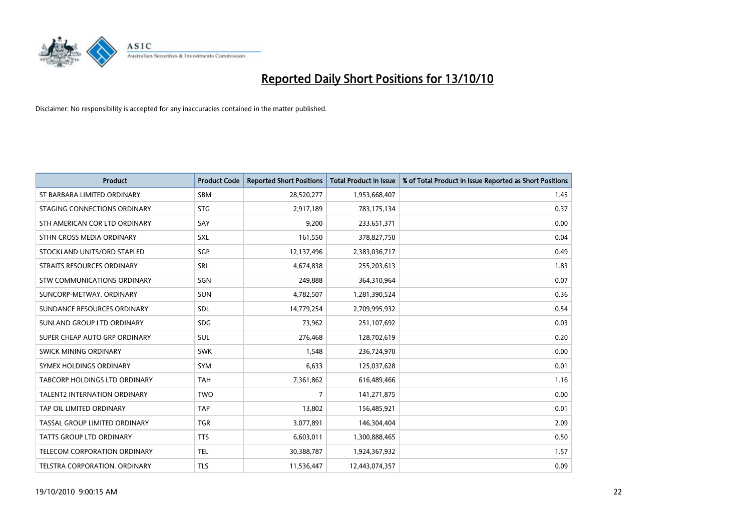# Reported Daily Short Positions for 13/10/10

Disclaimer: No responsibility is accepted for any inaccuracies contained in the matter published.

| Product | Product Code | Reported Short Positions | Total Product in Issue | % of Total Product in Issue Reported as Short Positions |
|---|---|---|---|---|
| ST BARBARA LIMITED ORDINARY | SBM | 28,520,277 | 1,953,668,407 | 1.45 |
| STAGING CONNECTIONS ORDINARY | STG | 2,917,189 | 783,175,134 | 0.37 |
| STH AMERICAN COR LTD ORDINARY | SAY | 9,200 | 233,651,371 | 0.00 |
| STHN CROSS MEDIA ORDINARY | SXL | 161,550 | 378,827,750 | 0.04 |
| STOCKLAND UNITS/ORD STAPLED | SGP | 12,137,496 | 2,383,036,717 | 0.49 |
| STRAITS RESOURCES ORDINARY | SRL | 4,674,838 | 255,203,613 | 1.83 |
| STW COMMUNICATIONS ORDINARY | SGN | 249,888 | 364,310,964 | 0.07 |
| SUNCORP-METWAY. ORDINARY | SUN | 4,782,507 | 1,281,390,524 | 0.36 |
| SUNDANCE RESOURCES ORDINARY | SDL | 14,779,254 | 2,709,995,932 | 0.54 |
| SUNLAND GROUP LTD ORDINARY | SDG | 73,962 | 251,107,692 | 0.03 |
| SUPER CHEAP AUTO GRP ORDINARY | SUL | 276,468 | 128,702,619 | 0.20 |
| SWICK MINING ORDINARY | SWK | 1,548 | 236,724,970 | 0.00 |
| SYMEX HOLDINGS ORDINARY | SYM | 6,633 | 125,037,628 | 0.01 |
| TABCORP HOLDINGS LTD ORDINARY | TAH | 7,361,862 | 616,489,466 | 1.16 |
| TALENT2 INTERNATION ORDINARY | TWO | 7 | 141,271,875 | 0.00 |
| TAP OIL LIMITED ORDINARY | TAP | 13,802 | 156,485,921 | 0.01 |
| TASSAL GROUP LIMITED ORDINARY | TGR | 3,077,891 | 146,304,404 | 2.09 |
| TATTS GROUP LTD ORDINARY | TTS | 6,603,011 | 1,300,888,465 | 0.50 |
| TELECOM CORPORATION ORDINARY | TEL | 30,388,787 | 1,924,367,932 | 1.57 |
| TELSTRA CORPORATION. ORDINARY | TLS | 11,536,447 | 12,443,074,357 | 0.09 |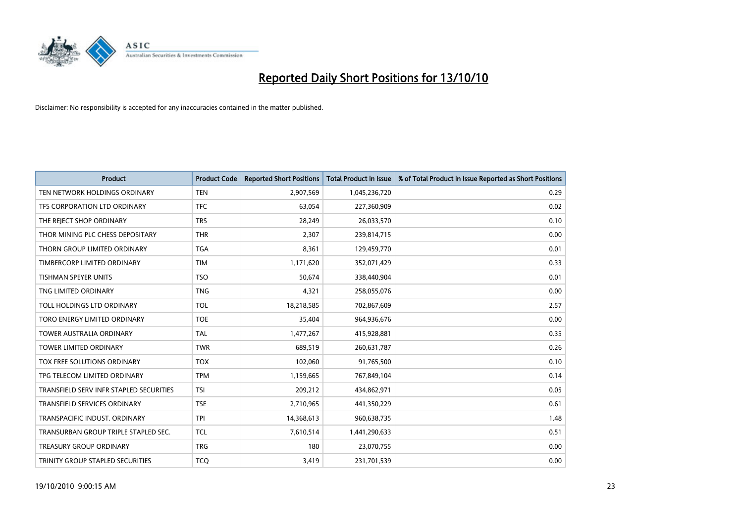# Reported Daily Short Positions for 13/10/10

Disclaimer: No responsibility is accepted for any inaccuracies contained in the matter published.

| Product | Product Code | Reported Short Positions | Total Product in Issue | % of Total Product in Issue Reported as Short Positions |
|---|---|---|---|---|
| TEN NETWORK HOLDINGS ORDINARY | TEN | 2,907,569 | 1,045,236,720 | 0.29 |
| TFS CORPORATION LTD ORDINARY | TFC | 63,054 | 227,360,909 | 0.02 |
| THE REJECT SHOP ORDINARY | TRS | 28,249 | 26,033,570 | 0.10 |
| THOR MINING PLC CHESS DEPOSITARY | THR | 2,307 | 239,814,715 | 0.00 |
| THORN GROUP LIMITED ORDINARY | TGA | 8,361 | 129,459,770 | 0.01 |
| TIMBERCORP LIMITED ORDINARY | TIM | 1,171,620 | 352,071,429 | 0.33 |
| TISHMAN SPEYER UNITS | TSO | 50,674 | 338,440,904 | 0.01 |
| TNG LIMITED ORDINARY | TNG | 4,321 | 258,055,076 | 0.00 |
| TOLL HOLDINGS LTD ORDINARY | TOL | 18,218,585 | 702,867,609 | 2.57 |
| TORO ENERGY LIMITED ORDINARY | TOE | 35,404 | 964,936,676 | 0.00 |
| TOWER AUSTRALIA ORDINARY | TAL | 1,477,267 | 415,928,881 | 0.35 |
| TOWER LIMITED ORDINARY | TWR | 689,519 | 260,631,787 | 0.26 |
| TOX FREE SOLUTIONS ORDINARY | TOX | 102,060 | 91,765,500 | 0.10 |
| TPG TELECOM LIMITED ORDINARY | TPM | 1,159,665 | 767,849,104 | 0.14 |
| TRANSFIELD SERV INFR STAPLED SECURITIES | TSI | 209,212 | 434,862,971 | 0.05 |
| TRANSFIELD SERVICES ORDINARY | TSE | 2,710,965 | 441,350,229 | 0.61 |
| TRANSPACIFIC INDUST. ORDINARY | TPI | 14,368,613 | 960,638,735 | 1.48 |
| TRANSURBAN GROUP TRIPLE STAPLED SEC. | TCL | 7,610,514 | 1,441,290,633 | 0.51 |
| TREASURY GROUP ORDINARY | TRG | 180 | 23,070,755 | 0.00 |
| TRINITY GROUP STAPLED SECURITIES | TCQ | 3,419 | 231,701,539 | 0.00 |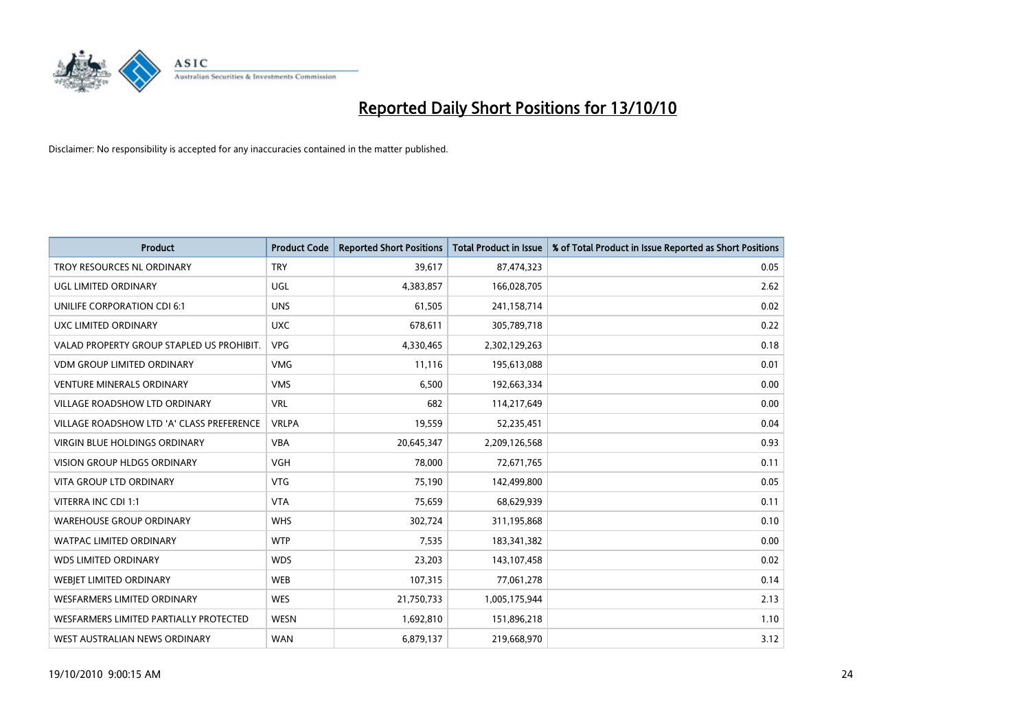# Reported Daily Short Positions for 13/10/10

Disclaimer: No responsibility is accepted for any inaccuracies contained in the matter published.

| Product | Product Code | Reported Short Positions | Total Product in Issue | % of Total Product in Issue Reported as Short Positions |
| --- | --- | --- | --- | --- |
| TROY RESOURCES NL ORDINARY | TRY | 39,617 | 87,474,323 | 0.05 |
| UGL LIMITED ORDINARY | UGL | 4,383,857 | 166,028,705 | 2.62 |
| UNILIFE CORPORATION CDI 6:1 | UNS | 61,505 | 241,158,714 | 0.02 |
| UXC LIMITED ORDINARY | UXC | 678,611 | 305,789,718 | 0.22 |
| VALAD PROPERTY GROUP STAPLED US PROHIBIT. | VPG | 4,330,465 | 2,302,129,263 | 0.18 |
| VDM GROUP LIMITED ORDINARY | VMG | 11,116 | 195,613,088 | 0.01 |
| VENTURE MINERALS ORDINARY | VMS | 6,500 | 192,663,334 | 0.00 |
| VILLAGE ROADSHOW LTD ORDINARY | VRL | 682 | 114,217,649 | 0.00 |
| VILLAGE ROADSHOW LTD 'A' CLASS PREFERENCE | VRLPA | 19,559 | 52,235,451 | 0.04 |
| VIRGIN BLUE HOLDINGS ORDINARY | VBA | 20,645,347 | 2,209,126,568 | 0.93 |
| VISION GROUP HLDGS ORDINARY | VGH | 78,000 | 72,671,765 | 0.11 |
| VITA GROUP LTD ORDINARY | VTG | 75,190 | 142,499,800 | 0.05 |
| VITERRA INC CDI 1:1 | VTA | 75,659 | 68,629,939 | 0.11 |
| WAREHOUSE GROUP ORDINARY | WHS | 302,724 | 311,195,868 | 0.10 |
| WATPAC LIMITED ORDINARY | WTP | 7,535 | 183,341,382 | 0.00 |
| WDS LIMITED ORDINARY | WDS | 23,203 | 143,107,458 | 0.02 |
| WEBJET LIMITED ORDINARY | WEB | 107,315 | 77,061,278 | 0.14 |
| WESFARMERS LIMITED ORDINARY | WES | 21,750,733 | 1,005,175,944 | 2.13 |
| WESFARMERS LIMITED PARTIALLY PROTECTED | WESN | 1,692,810 | 151,896,218 | 1.10 |
| WEST AUSTRALIAN NEWS ORDINARY | WAN | 6,879,137 | 219,668,970 | 3.12 |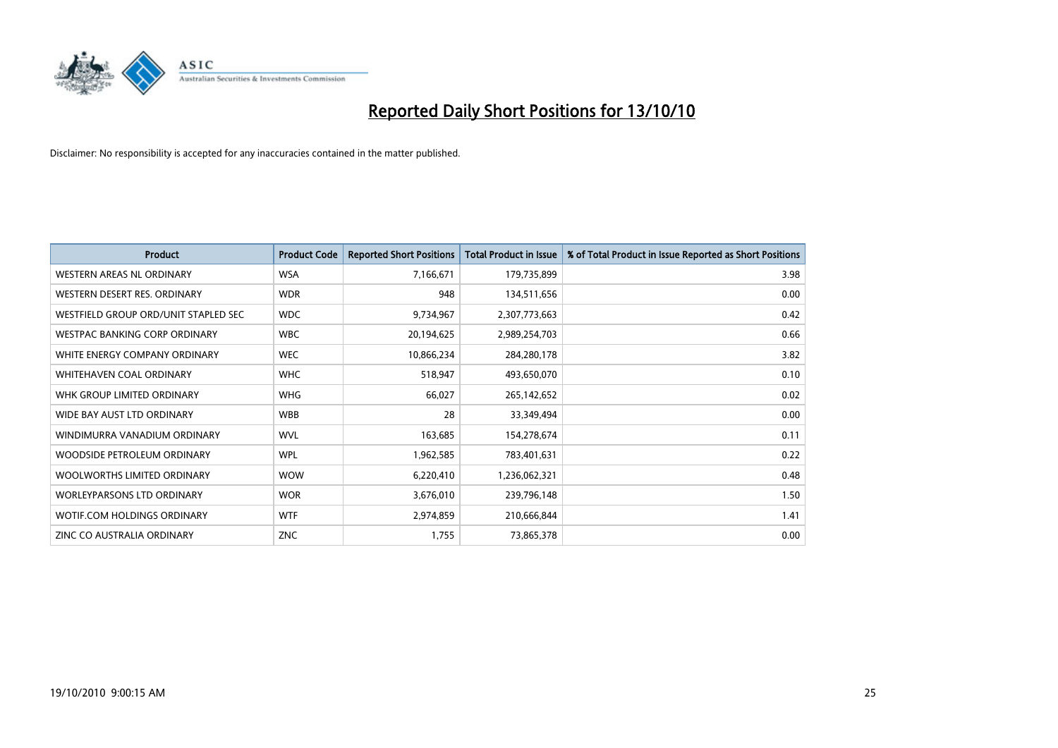# Reported Daily Short Positions for 13/10/10

Disclaimer: No responsibility is accepted for any inaccuracies contained in the matter published.

| Product | Product Code | Reported Short Positions | Total Product in Issue | % of Total Product in Issue Reported as Short Positions |
|---|---|---|---|---|
| WESTERN AREAS NL ORDINARY | WSA | 7,166,671 | 179,735,899 | 3.98 |
| WESTERN DESERT RES. ORDINARY | WDR | 948 | 134,511,656 | 0.00 |
| WESTFIELD GROUP ORD/UNIT STAPLED SEC | WDC | 9,734,967 | 2,307,773,663 | 0.42 |
| WESTPAC BANKING CORP ORDINARY | WBC | 20,194,625 | 2,989,254,703 | 0.66 |
| WHITE ENERGY COMPANY ORDINARY | WEC | 10,866,234 | 284,280,178 | 3.82 |
| WHITEHAVEN COAL ORDINARY | WHC | 518,947 | 493,650,070 | 0.10 |
| WHK GROUP LIMITED ORDINARY | WHG | 66,027 | 265,142,652 | 0.02 |
| WIDE BAY AUST LTD ORDINARY | WBB | 28 | 33,349,494 | 0.00 |
| WINDIMURRA VANADIUM ORDINARY | WVL | 163,685 | 154,278,674 | 0.11 |
| WOODSIDE PETROLEUM ORDINARY | WPL | 1,962,585 | 783,401,631 | 0.22 |
| WOOLWORTHS LIMITED ORDINARY | WOW | 6,220,410 | 1,236,062,321 | 0.48 |
| WORLEYPARSONS LTD ORDINARY | WOR | 3,676,010 | 239,796,148 | 1.50 |
| WOTIF.COM HOLDINGS ORDINARY | WTF | 2,974,859 | 210,666,844 | 1.41 |
| ZINC CO AUSTRALIA ORDINARY | ZNC | 1,755 | 73,865,378 | 0.00 |